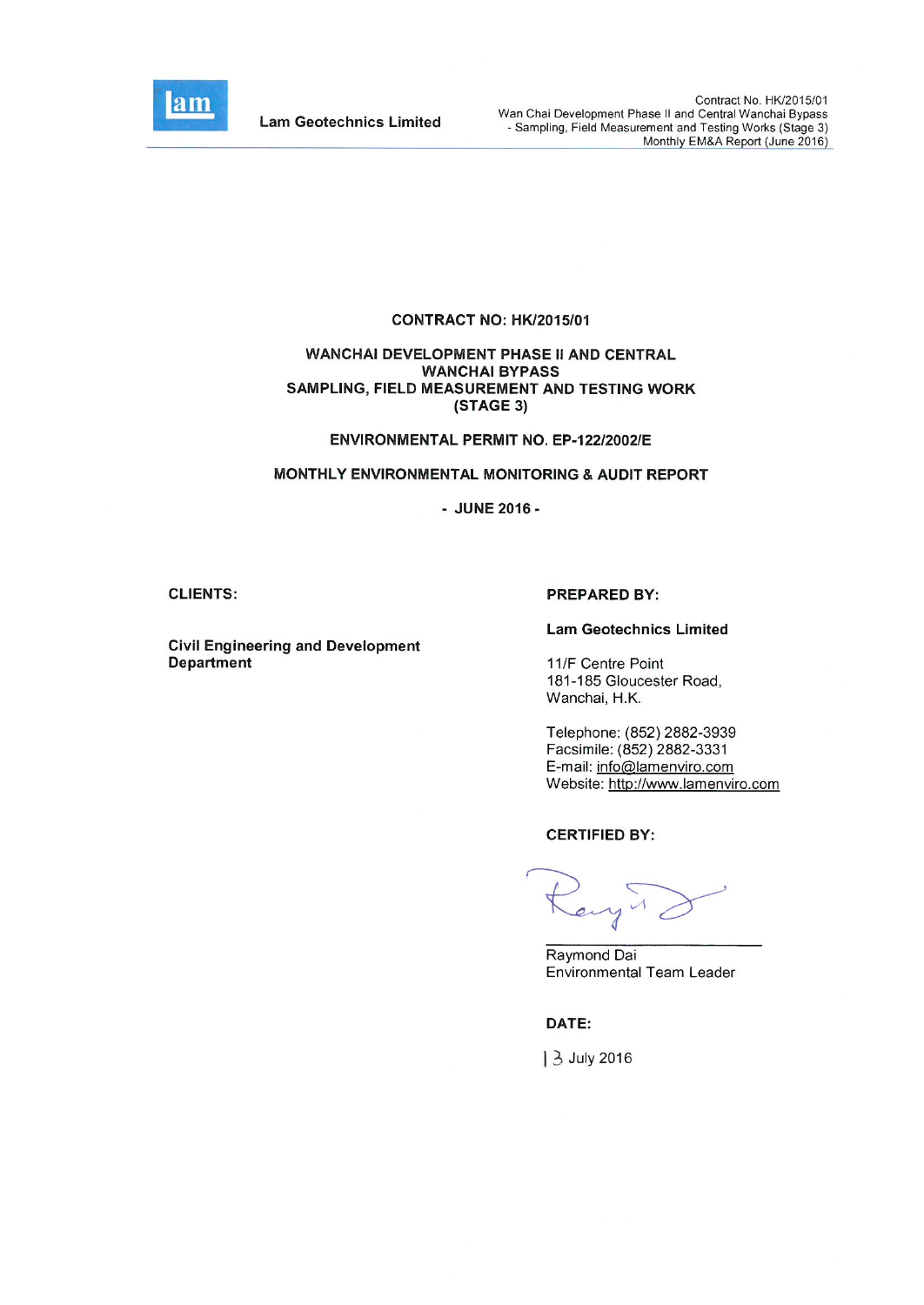# CONTRACT NO: HK/2015/01

## WANCHAI DEVELOPMENT PHASE II AND CENTRAL WANCHAI BYPASS SAMPLING, FIELD MEASUREMENT AND TESTING WORK (STAGE 3)

## ENVIRONMENTAL PERMIT NO. EP-122/2002/E

## MONTHLY ENVIRONMENTAL MONITORING & AUDIT REPORT

## - JUNE 2016 -

**CLIENTS:**

**Civil Engineering and Development Department**

**PREPARED BY:**

**Lam Geotechnics Limited**

11/F Centre Point
181-185 Gloucester Road,
Wanchai, H.K.

Telephone: (852) 2882-3939
Facsimile: (852) 2882-3331
E-mail: info@lamenviro.com
Website: http://www.lamenviro.com

**CERTIFIED BY:**

Raymond Dai
Environmental Team Leader

**DATE:**

13 July 2016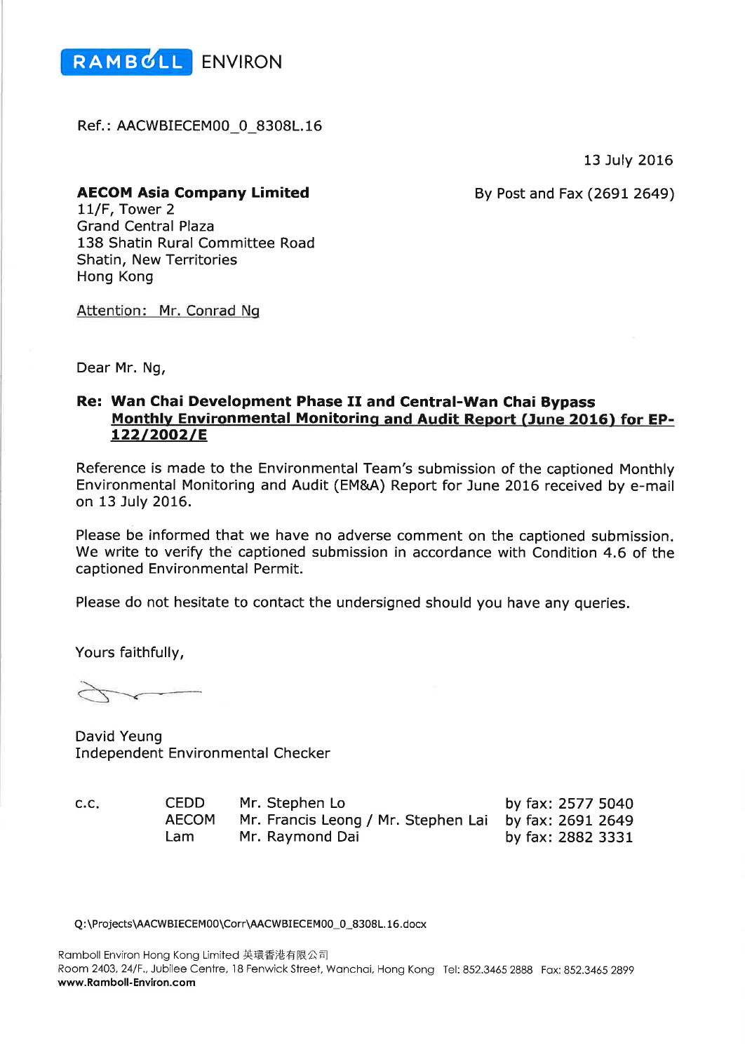RAMBOLL ENVIRON

Ref.: AACWBIECEM00_0_8308L.16

13 July 2016

**AECOM Asia Company Limited**
11/F, Tower 2
Grand Central Plaza
138 Shatin Rural Committee Road
Shatin, New Territories
Hong Kong

By Post and Fax (2691 2649)

Attention: Mr. Conrad Ng

Dear Mr. Ng,

**Re: Wan Chai Development Phase II and Central-Wan Chai Bypass**
**Monthly Environmental Monitoring and Audit Report (June 2016) for EP-122/2002/E**

Reference is made to the Environmental Team's submission of the captioned Monthly Environmental Monitoring and Audit (EM&A) Report for June 2016 received by e-mail on 13 July 2016.

Please be informed that we have no adverse comment on the captioned submission. We write to verify the captioned submission in accordance with Condition 4.6 of the captioned Environmental Permit.

Please do not hesitate to contact the undersigned should you have any queries.

Yours faithfully,

David Yeung
Independent Environmental Checker

| c.c. | | | |
|---|---|---|---|
| | CEDD | Mr. Stephen Lo | by fax: 2577 5040 |
| | AECOM | Mr. Francis Leong / Mr. Stephen Lai | by fax: 2691 2649 |
| | Lam | Mr. Raymond Dai | by fax: 2882 3331 |

Q:\Projects\AACWBIECEM00\Corr\AACWBIECEM00_0_8308L.16.docx

Ramboll Environ Hong Kong Limited 英環香港有限公司
Room 2403, 24/F., Jubilee Centre, 18 Fenwick Street, Wanchai, Hong Kong Tel: 852.3465 2888 Fax: 852.3465 2899
**www.Ramboll-Environ.com**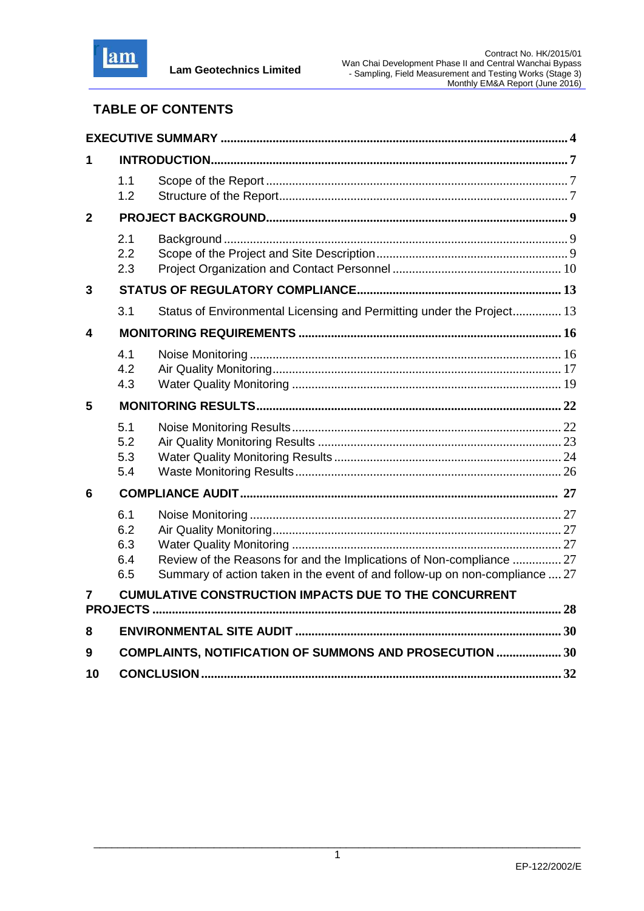## TABLE OF CONTENTS

**EXECUTIVE SUMMARY** .......... **4**

**1 INTRODUCTION** .......... **7**

- 1.1 Scope of the Report .......... 7
- 1.2 Structure of the Report .......... 7

**2 PROJECT BACKGROUND** .......... **9**

- 2.1 Background .......... 9
- 2.2 Scope of the Project and Site Description .......... 9
- 2.3 Project Organization and Contact Personnel .......... 10

**3 STATUS OF REGULATORY COMPLIANCE** .......... **13**

- 3.1 Status of Environmental Licensing and Permitting under the Project .......... 13

**4 MONITORING REQUIREMENTS** .......... **16**

- 4.1 Noise Monitoring .......... 16
- 4.2 Air Quality Monitoring .......... 17
- 4.3 Water Quality Monitoring .......... 19

**5 MONITORING RESULTS** .......... **22**

- 5.1 Noise Monitoring Results .......... 22
- 5.2 Air Quality Monitoring Results .......... 23
- 5.3 Water Quality Monitoring Results .......... 24
- 5.4 Waste Monitoring Results .......... 26

**6 COMPLIANCE AUDIT** .......... **27**

- 6.1 Noise Monitoring .......... 27
- 6.2 Air Quality Monitoring .......... 27
- 6.3 Water Quality Monitoring .......... 27
- 6.4 Review of the Reasons for and the Implications of Non-compliance .......... 27
- 6.5 Summary of action taken in the event of and follow-up on non-compliance .......... 27

**7 CUMULATIVE CONSTRUCTION IMPACTS DUE TO THE CONCURRENT PROJECTS** .......... **28**

**8 ENVIRONMENTAL SITE AUDIT** .......... **30**

**9 COMPLAINTS, NOTIFICATION OF SUMMONS AND PROSECUTION** .......... **30**

**10 CONCLUSION** .......... **32**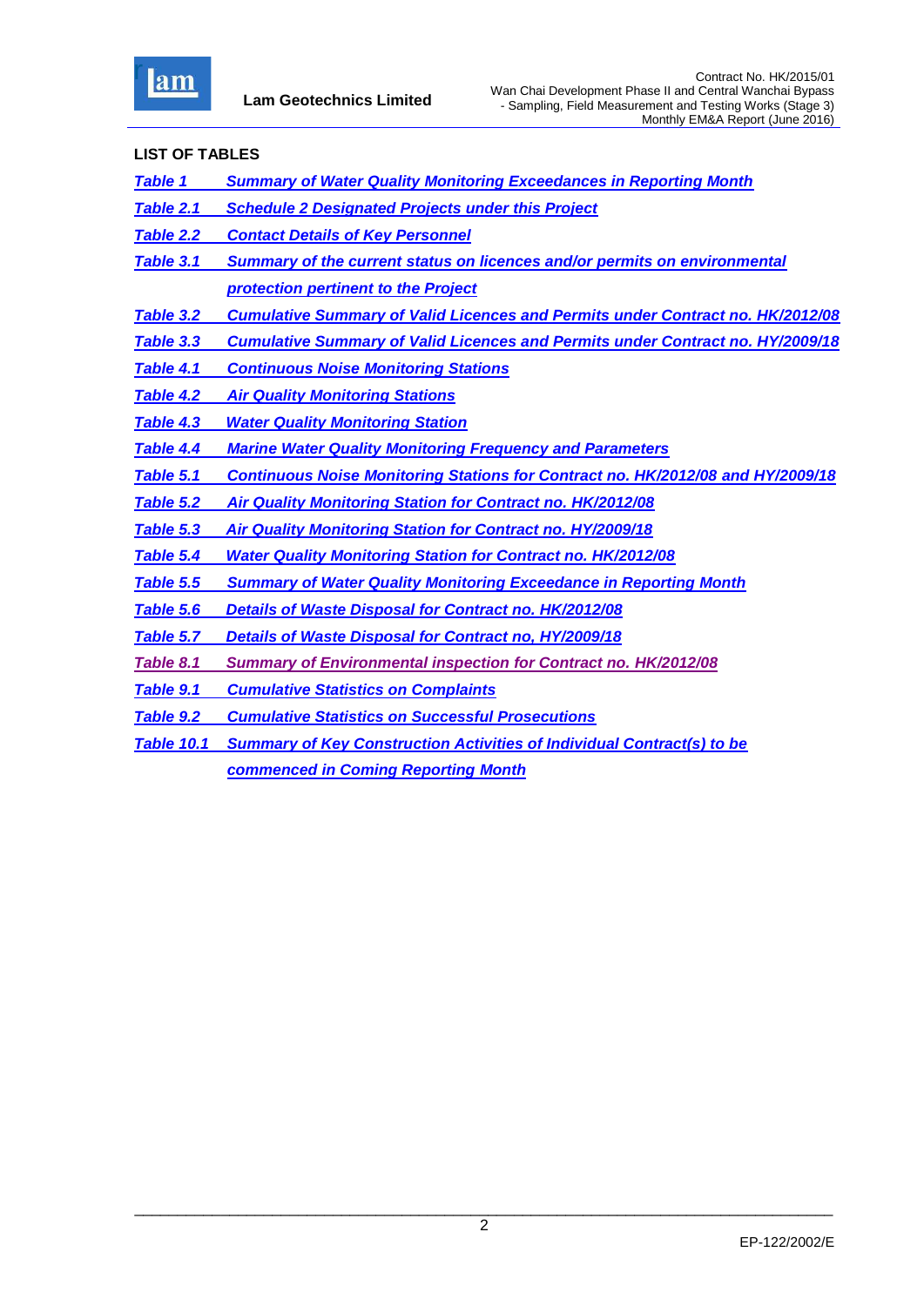## LIST OF TABLES

*Table 1 Summary of Water Quality Monitoring Exceedances in Reporting Month*

*Table 2.1 Schedule 2 Designated Projects under this Project*

*Table 2.2 Contact Details of Key Personnel*

*Table 3.1 Summary of the current status on licences and/or permits on environmental protection pertinent to the Project*

*Table 3.2 Cumulative Summary of Valid Licences and Permits under Contract no. HK/2012/08*

*Table 3.3 Cumulative Summary of Valid Licences and Permits under Contract no. HY/2009/18*

*Table 4.1 Continuous Noise Monitoring Stations*

*Table 4.2 Air Quality Monitoring Stations*

*Table 4.3 Water Quality Monitoring Station*

*Table 4.4 Marine Water Quality Monitoring Frequency and Parameters*

*Table 5.1 Continuous Noise Monitoring Stations for Contract no. HK/2012/08 and HY/2009/18*

*Table 5.2 Air Quality Monitoring Station for Contract no. HK/2012/08*

*Table 5.3 Air Quality Monitoring Station for Contract no. HY/2009/18*

*Table 5.4 Water Quality Monitoring Station for Contract no. HK/2012/08*

*Table 5.5 Summary of Water Quality Monitoring Exceedance in Reporting Month*

*Table 5.6 Details of Waste Disposal for Contract no. HK/2012/08*

*Table 5.7 Details of Waste Disposal for Contract no, HY/2009/18*

*Table 8.1 Summary of Environmental inspection for Contract no. HK/2012/08*

*Table 9.1 Cumulative Statistics on Complaints*

*Table 9.2 Cumulative Statistics on Successful Prosecutions*

*Table 10.1 Summary of Key Construction Activities of Individual Contract(s) to be commenced in Coming Reporting Month*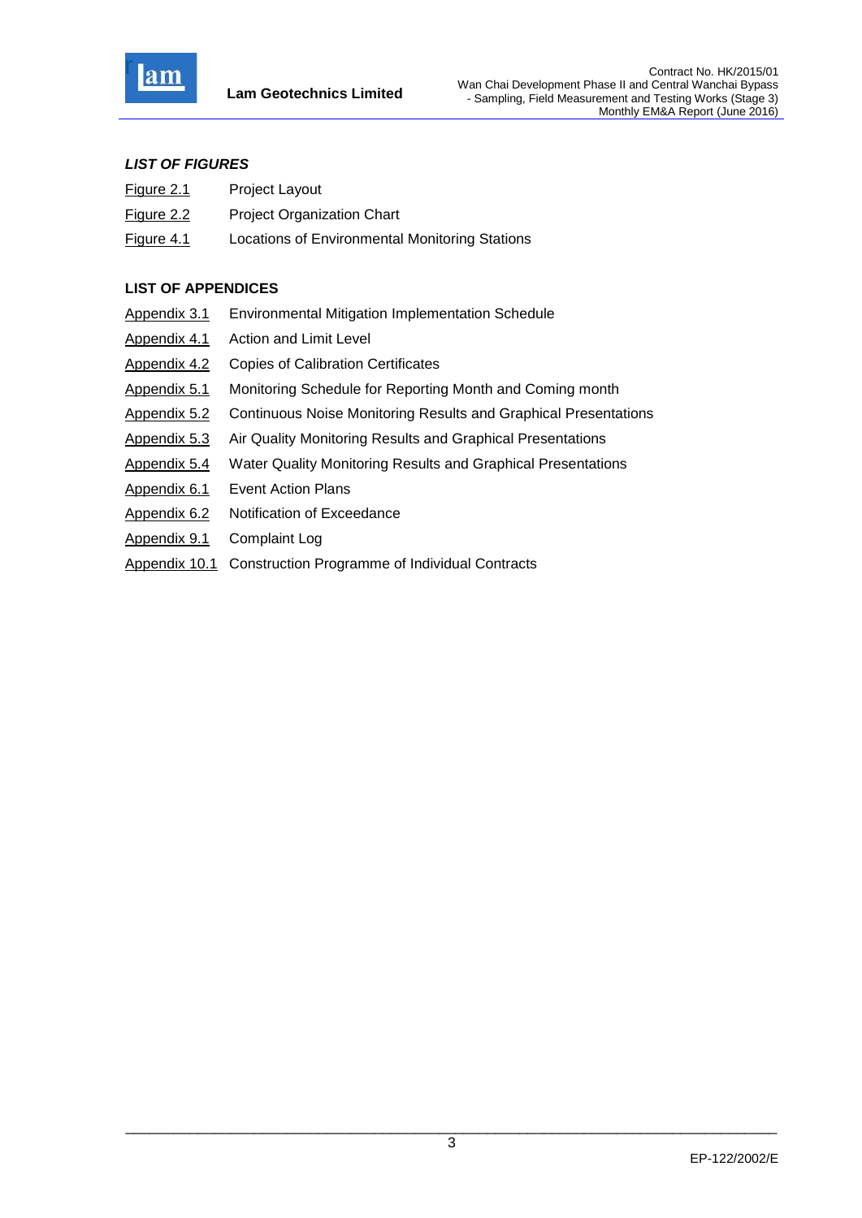### *LIST OF FIGURES*

| | |
|---|---|
| Figure 2.1 | Project Layout |
| Figure 2.2 | Project Organization Chart |
| Figure 4.1 | Locations of Environmental Monitoring Stations |

### LIST OF APPENDICES

| | |
|---|---|
| Appendix 3.1 | Environmental Mitigation Implementation Schedule |
| Appendix 4.1 | Action and Limit Level |
| Appendix 4.2 | Copies of Calibration Certificates |
| Appendix 5.1 | Monitoring Schedule for Reporting Month and Coming month |
| Appendix 5.2 | Continuous Noise Monitoring Results and Graphical Presentations |
| Appendix 5.3 | Air Quality Monitoring Results and Graphical Presentations |
| Appendix 5.4 | Water Quality Monitoring Results and Graphical Presentations |
| Appendix 6.1 | Event Action Plans |
| Appendix 6.2 | Notification of Exceedance |
| Appendix 9.1 | Complaint Log |
| Appendix 10.1 | Construction Programme of Individual Contracts |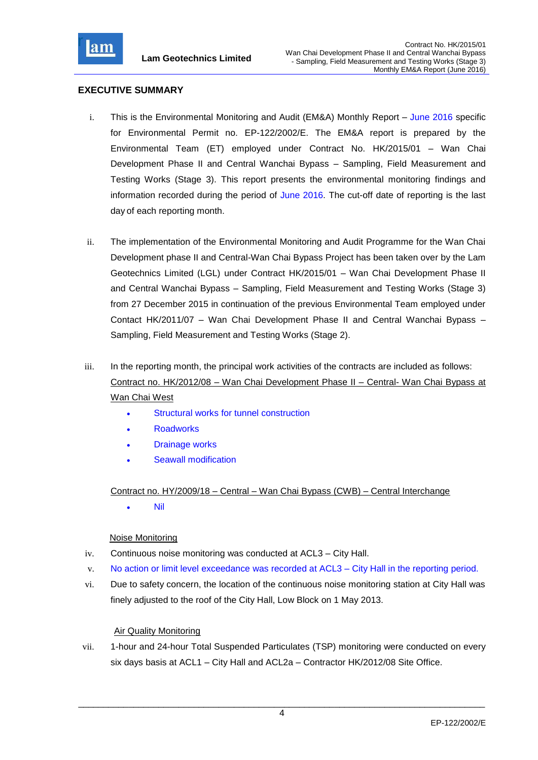## EXECUTIVE SUMMARY

i. This is the Environmental Monitoring and Audit (EM&A) Monthly Report – June 2016 specific for Environmental Permit no. EP-122/2002/E. The EM&A report is prepared by the Environmental Team (ET) employed under Contract No. HK/2015/01 – Wan Chai Development Phase II and Central Wanchai Bypass – Sampling, Field Measurement and Testing Works (Stage 3). This report presents the environmental monitoring findings and information recorded during the period of June 2016. The cut-off date of reporting is the last day of each reporting month.

ii. The implementation of the Environmental Monitoring and Audit Programme for the Wan Chai Development phase II and Central-Wan Chai Bypass Project has been taken over by the Lam Geotechnics Limited (LGL) under Contract HK/2015/01 – Wan Chai Development Phase II and Central Wanchai Bypass – Sampling, Field Measurement and Testing Works (Stage 3) from 27 December 2015 in continuation of the previous Environmental Team employed under Contact HK/2011/07 – Wan Chai Development Phase II and Central Wanchai Bypass – Sampling, Field Measurement and Testing Works (Stage 2).

iii. In the reporting month, the principal work activities of the contracts are included as follows:

<u>Contract no. HK/2012/08 – Wan Chai Development Phase II – Central- Wan Chai Bypass at Wan Chai West</u>

- Structural works for tunnel construction
- Roadworks
- Drainage works
- Seawall modification

<u>Contract no. HY/2009/18 – Central – Wan Chai Bypass (CWB) – Central Interchange</u>

- Nil

<u>Noise Monitoring</u>

iv. Continuous noise monitoring was conducted at ACL3 – City Hall.

v. No action or limit level exceedance was recorded at ACL3 – City Hall in the reporting period.

vi. Due to safety concern, the location of the continuous noise monitoring station at City Hall was finely adjusted to the roof of the City Hall, Low Block on 1 May 2013.

<u>Air Quality Monitoring</u>

vii. 1-hour and 24-hour Total Suspended Particulates (TSP) monitoring were conducted on every six days basis at ACL1 – City Hall and ACL2a – Contractor HK/2012/08 Site Office.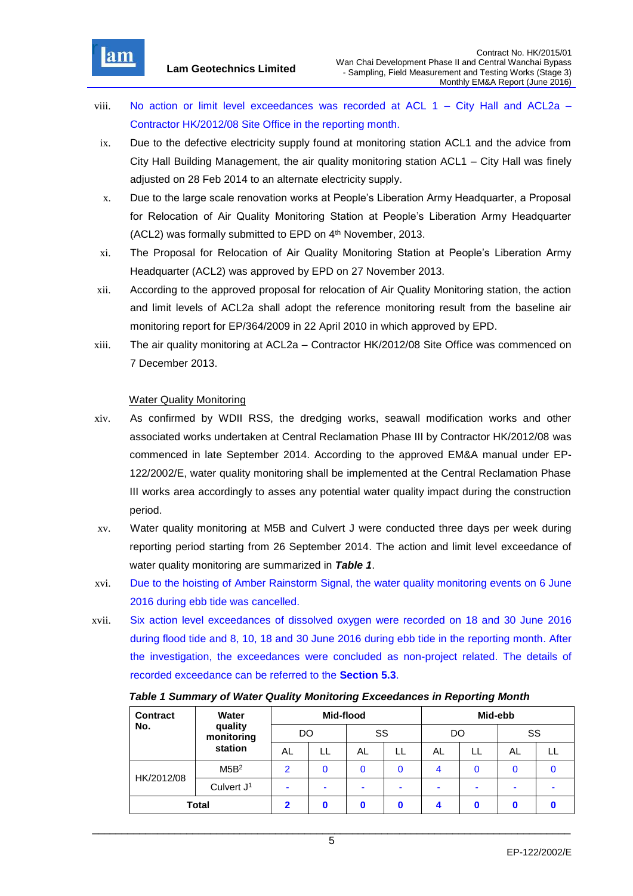viii. No action or limit level exceedances was recorded at ACL 1 – City Hall and ACL2a – Contractor HK/2012/08 Site Office in the reporting month.

ix. Due to the defective electricity supply found at monitoring station ACL1 and the advice from City Hall Building Management, the air quality monitoring station ACL1 – City Hall was finely adjusted on 28 Feb 2014 to an alternate electricity supply.

x. Due to the large scale renovation works at People's Liberation Army Headquarter, a Proposal for Relocation of Air Quality Monitoring Station at People's Liberation Army Headquarter (ACL2) was formally submitted to EPD on 4th November, 2013.

xi. The Proposal for Relocation of Air Quality Monitoring Station at People's Liberation Army Headquarter (ACL2) was approved by EPD on 27 November 2013.

xii. According to the approved proposal for relocation of Air Quality Monitoring station, the action and limit levels of ACL2a shall adopt the reference monitoring result from the baseline air monitoring report for EP/364/2009 in 22 April 2010 in which approved by EPD.

xiii. The air quality monitoring at ACL2a – Contractor HK/2012/08 Site Office was commenced on 7 December 2013.

Water Quality Monitoring

xiv. As confirmed by WDII RSS, the dredging works, seawall modification works and other associated works undertaken at Central Reclamation Phase III by Contractor HK/2012/08 was commenced in late September 2014. According to the approved EM&A manual under EP-122/2002/E, water quality monitoring shall be implemented at the Central Reclamation Phase III works area accordingly to asses any potential water quality impact during the construction period.

xv. Water quality monitoring at M5B and Culvert J were conducted three days per week during reporting period starting from 26 September 2014. The action and limit level exceedance of water quality monitoring are summarized in ***Table 1***.

xvi. Due to the hoisting of Amber Rainstorm Signal, the water quality monitoring events on 6 June 2016 during ebb tide was cancelled.

xvii. Six action level exceedances of dissolved oxygen were recorded on 18 and 30 June 2016 during flood tide and 8, 10, 18 and 30 June 2016 during ebb tide in the reporting month. After the investigation, the exceedances were concluded as non-project related. The details of recorded exceedance can be referred to the **Section 5.3**.

***Table 1 Summary of Water Quality Monitoring Exceedances in Reporting Month***

| Contract No. | Water quality monitoring station | Mid-flood | | | | Mid-ebb | | | |
|---|---|---|---|---|---|---|---|---|---|
| | | DO | | SS | | DO | | SS | |
| | | AL | LL | AL | LL | AL | LL | AL | LL |
| HK/2012/08 | M5B[2] | 2 | 0 | 0 | 0 | 4 | 0 | 0 | 0 |
| | Culvert J[1] | - | - | - | - | - | - | - | - |
| **Total** | | **2** | **0** | **0** | **0** | **4** | **0** | **0** | **0** |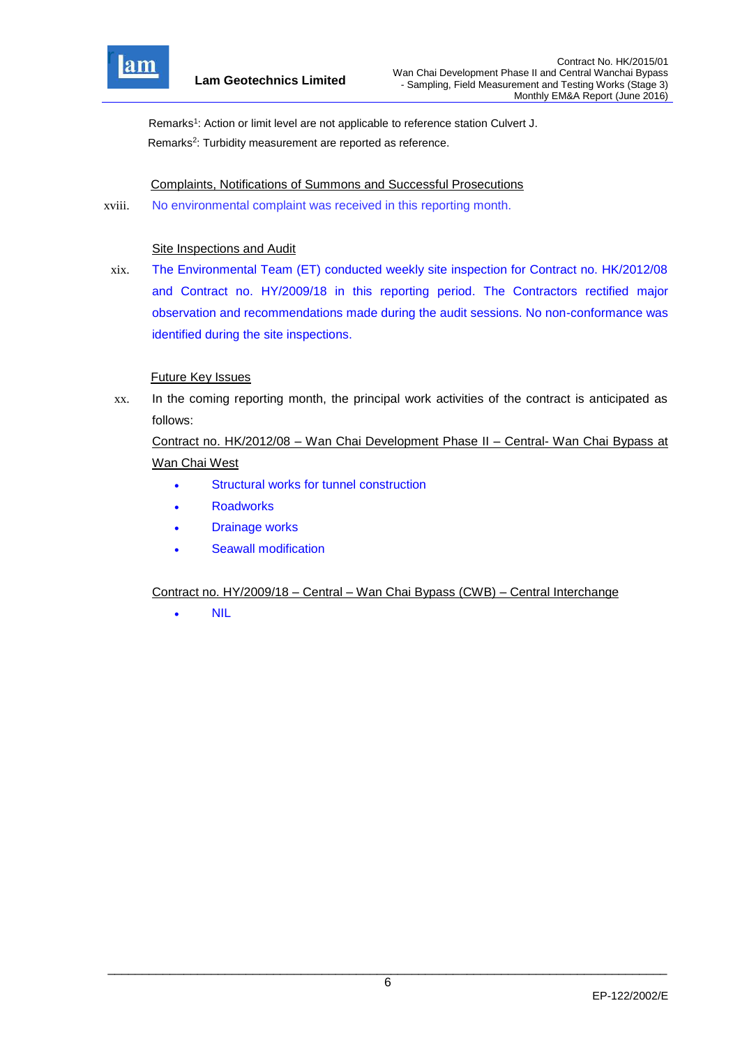Remarks[1]: Action or limit level are not applicable to reference station Culvert J.

Remarks[2]: Turbidity measurement are reported as reference.

Complaints, Notifications of Summons and Successful Prosecutions

xviii. No environmental complaint was received in this reporting month.

Site Inspections and Audit

xix. The Environmental Team (ET) conducted weekly site inspection for Contract no. HK/2012/08 and Contract no. HY/2009/18 in this reporting period. The Contractors rectified major observation and recommendations made during the audit sessions. No non-conformance was identified during the site inspections.

Future Key Issues

xx. In the coming reporting month, the principal work activities of the contract is anticipated as follows:

Contract no. HK/2012/08 – Wan Chai Development Phase II – Central- Wan Chai Bypass at Wan Chai West

- Structural works for tunnel construction
- Roadworks
- Drainage works
- Seawall modification

Contract no. HY/2009/18 – Central – Wan Chai Bypass (CWB) – Central Interchange

- NIL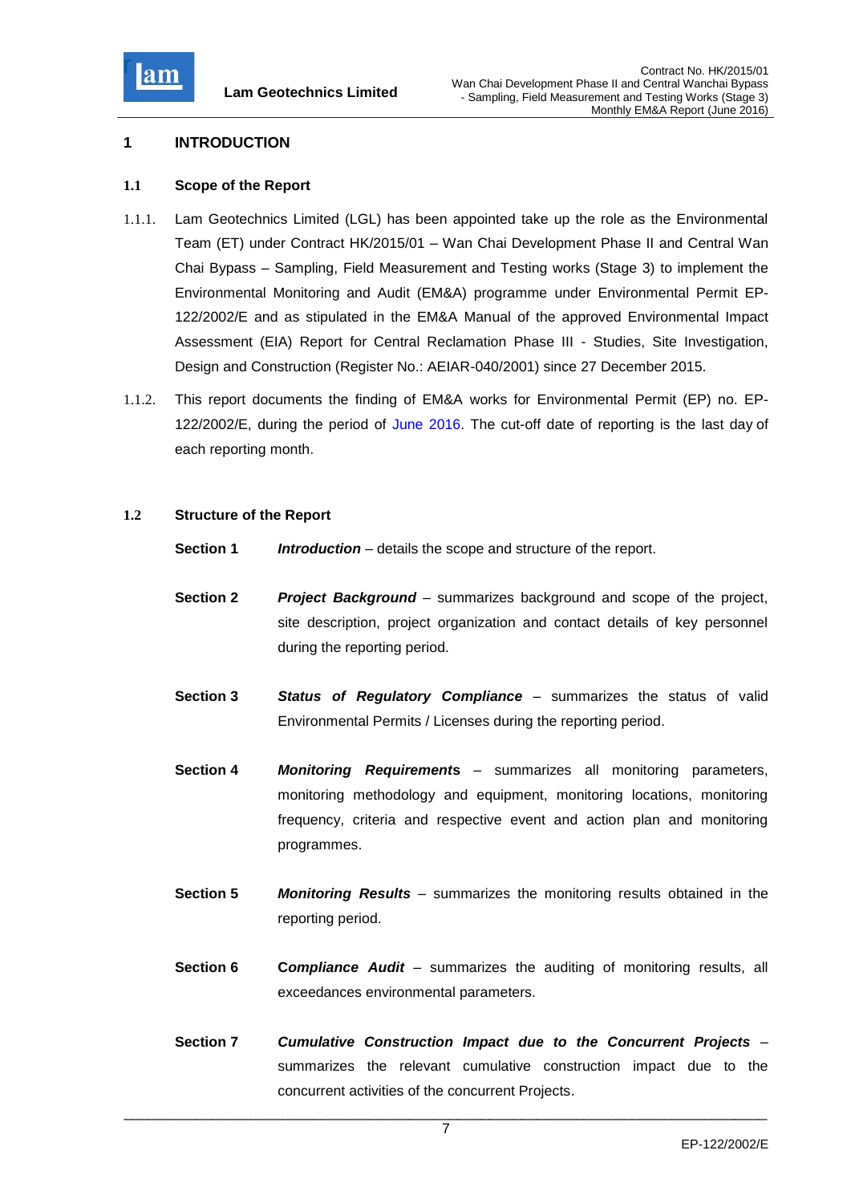# 1 INTRODUCTION

## 1.1 Scope of the Report

1.1.1. Lam Geotechnics Limited (LGL) has been appointed take up the role as the Environmental Team (ET) under Contract HK/2015/01 – Wan Chai Development Phase II and Central Wan Chai Bypass – Sampling, Field Measurement and Testing works (Stage 3) to implement the Environmental Monitoring and Audit (EM&A) programme under Environmental Permit EP-122/2002/E and as stipulated in the EM&A Manual of the approved Environmental Impact Assessment (EIA) Report for Central Reclamation Phase III - Studies, Site Investigation, Design and Construction (Register No.: AEIAR-040/2001) since 27 December 2015.

1.1.2. This report documents the finding of EM&A works for Environmental Permit (EP) no. EP-122/2002/E, during the period of June 2016. The cut-off date of reporting is the last day of each reporting month.

## 1.2 Structure of the Report

**Section 1** *Introduction* – details the scope and structure of the report.

**Section 2** *Project Background* – summarizes background and scope of the project, site description, project organization and contact details of key personnel during the reporting period.

**Section 3** *Status of Regulatory Compliance* – summarizes the status of valid Environmental Permits / Licenses during the reporting period.

**Section 4** *Monitoring Requirements* – summarizes all monitoring parameters, monitoring methodology and equipment, monitoring locations, monitoring frequency, criteria and respective event and action plan and monitoring programmes.

**Section 5** *Monitoring Results* – summarizes the monitoring results obtained in the reporting period.

**Section 6** *Compliance Audit* – summarizes the auditing of monitoring results, all exceedances environmental parameters.

**Section 7** *Cumulative Construction Impact due to the Concurrent Projects* – summarizes the relevant cumulative construction impact due to the concurrent activities of the concurrent Projects.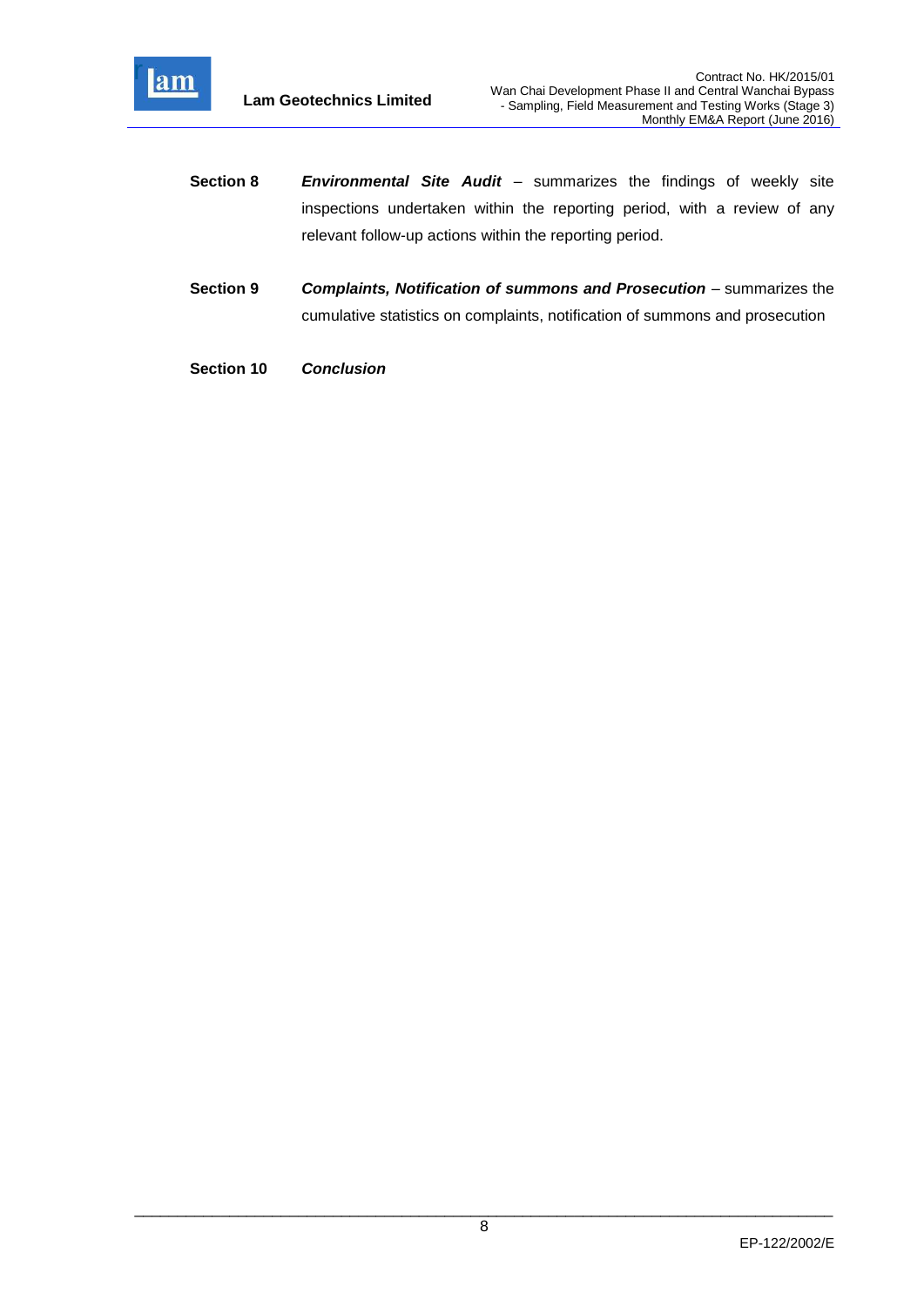**Section 8** ***Environmental Site Audit*** – summarizes the findings of weekly site inspections undertaken within the reporting period, with a review of any relevant follow-up actions within the reporting period.

**Section 9** ***Complaints, Notification of summons and Prosecution*** – summarizes the cumulative statistics on complaints, notification of summons and prosecution

**Section 10** ***Conclusion***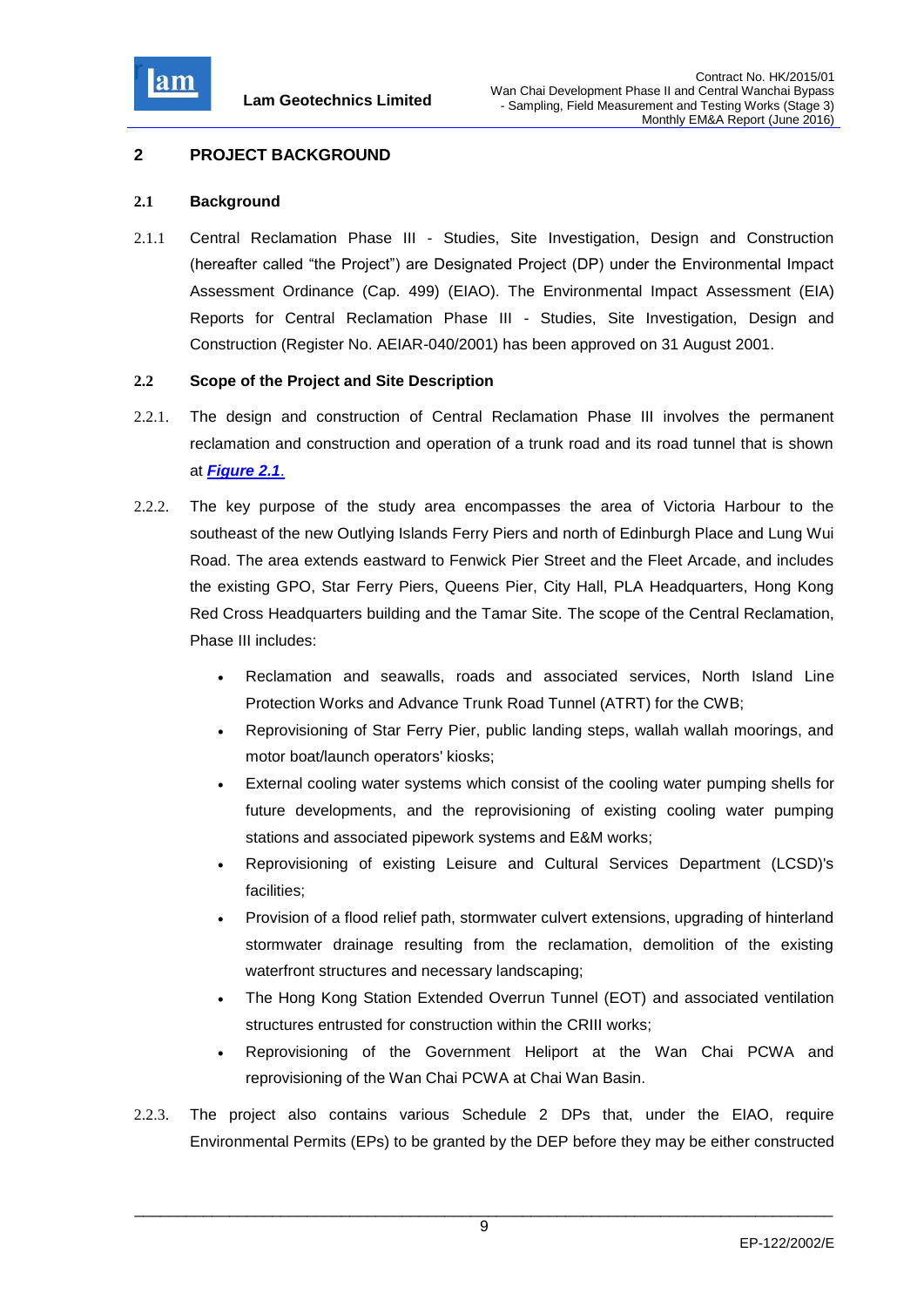## 2 PROJECT BACKGROUND

### 2.1 Background

2.1.1 Central Reclamation Phase III - Studies, Site Investigation, Design and Construction (hereafter called "the Project") are Designated Project (DP) under the Environmental Impact Assessment Ordinance (Cap. 499) (EIAO). The Environmental Impact Assessment (EIA) Reports for Central Reclamation Phase III - Studies, Site Investigation, Design and Construction (Register No. AEIAR-040/2001) has been approved on 31 August 2001.

### 2.2 Scope of the Project and Site Description

2.2.1. The design and construction of Central Reclamation Phase III involves the permanent reclamation and construction and operation of a trunk road and its road tunnel that is shown at ***Figure 2.1***.

2.2.2. The key purpose of the study area encompasses the area of Victoria Harbour to the southeast of the new Outlying Islands Ferry Piers and north of Edinburgh Place and Lung Wui Road. The area extends eastward to Fenwick Pier Street and the Fleet Arcade, and includes the existing GPO, Star Ferry Piers, Queens Pier, City Hall, PLA Headquarters, Hong Kong Red Cross Headquarters building and the Tamar Site. The scope of the Central Reclamation, Phase III includes:

- Reclamation and seawalls, roads and associated services, North Island Line Protection Works and Advance Trunk Road Tunnel (ATRT) for the CWB;
- Reprovisioning of Star Ferry Pier, public landing steps, wallah wallah moorings, and motor boat/launch operators' kiosks;
- External cooling water systems which consist of the cooling water pumping shells for future developments, and the reprovisioning of existing cooling water pumping stations and associated pipework systems and E&M works;
- Reprovisioning of existing Leisure and Cultural Services Department (LCSD)'s facilities;
- Provision of a flood relief path, stormwater culvert extensions, upgrading of hinterland stormwater drainage resulting from the reclamation, demolition of the existing waterfront structures and necessary landscaping;
- The Hong Kong Station Extended Overrun Tunnel (EOT) and associated ventilation structures entrusted for construction within the CRIII works;
- Reprovisioning of the Government Heliport at the Wan Chai PCWA and reprovisioning of the Wan Chai PCWA at Chai Wan Basin.

2.2.3. The project also contains various Schedule 2 DPs that, under the EIAO, require Environmental Permits (EPs) to be granted by the DEP before they may be either constructed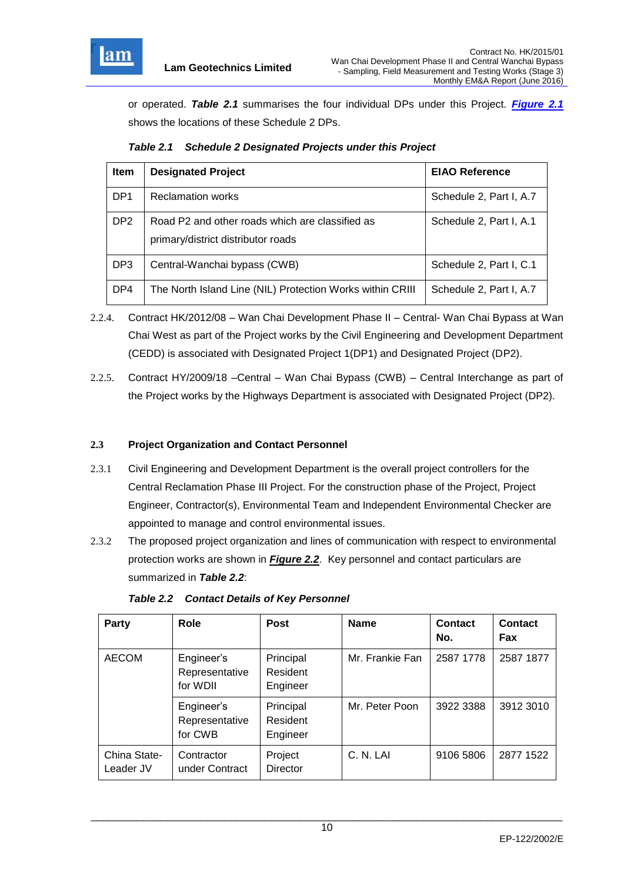or operated. ***Table 2.1*** summarises the four individual DPs under this Project. ***Figure 2.1*** shows the locations of these Schedule 2 DPs.

***Table 2.1 Schedule 2 Designated Projects under this Project***

| Item | Designated Project | EIAO Reference |
|---|---|---|
| DP1 | Reclamation works | Schedule 2, Part I, A.7 |
| DP2 | Road P2 and other roads which are classified as primary/district distributor roads | Schedule 2, Part I, A.1 |
| DP3 | Central-Wanchai bypass (CWB) | Schedule 2, Part I, C.1 |
| DP4 | The North Island Line (NIL) Protection Works within CRIII | Schedule 2, Part I, A.7 |

2.2.4. Contract HK/2012/08 – Wan Chai Development Phase II – Central- Wan Chai Bypass at Wan Chai West as part of the Project works by the Civil Engineering and Development Department (CEDD) is associated with Designated Project 1(DP1) and Designated Project (DP2).

2.2.5. Contract HY/2009/18 –Central – Wan Chai Bypass (CWB) – Central Interchange as part of the Project works by the Highways Department is associated with Designated Project (DP2).

## 2.3 Project Organization and Contact Personnel

2.3.1 Civil Engineering and Development Department is the overall project controllers for the Central Reclamation Phase III Project. For the construction phase of the Project, Project Engineer, Contractor(s), Environmental Team and Independent Environmental Checker are appointed to manage and control environmental issues.

2.3.2 The proposed project organization and lines of communication with respect to environmental protection works are shown in ***Figure 2.2***. Key personnel and contact particulars are summarized in ***Table 2.2***:

***Table 2.2 Contact Details of Key Personnel***

| Party | Role | Post | Name | Contact No. | Contact Fax |
|---|---|---|---|---|---|
| AECOM | Engineer's Representative for WDII | Principal Resident Engineer | Mr. Frankie Fan | 2587 1778 | 2587 1877 |
| | Engineer's Representative for CWB | Principal Resident Engineer | Mr. Peter Poon | 3922 3388 | 3912 3010 |
| China State-Leader JV | Contractor under Contract | Project Director | C. N. LAI | 9106 5806 | 2877 1522 |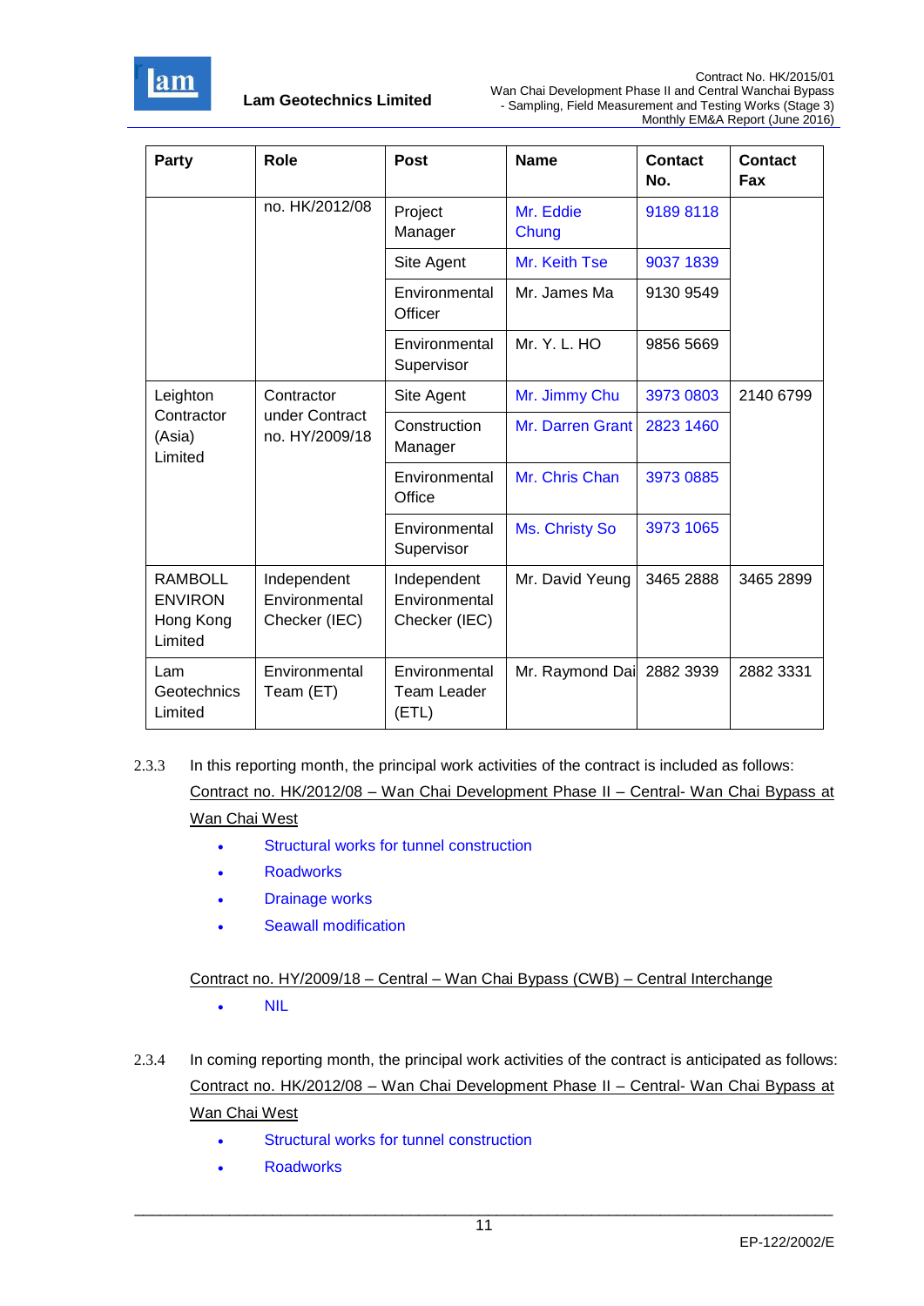| Party | Role | Post | Name | Contact No. | Contact Fax |
|---|---|---|---|---|---|
| | no. HK/2012/08 | Project Manager | Mr. Eddie Chung | 9189 8118 | |
| | | Site Agent | Mr. Keith Tse | 9037 1839 | |
| | | Environmental Officer | Mr. James Ma | 9130 9549 | |
| | | Environmental Supervisor | Mr. Y. L. HO | 9856 5669 | |
| Leighton Contractor (Asia) Limited | Contractor under Contract no. HY/2009/18 | Site Agent | Mr. Jimmy Chu | 3973 0803 | 2140 6799 |
| | | Construction Manager | Mr. Darren Grant | 2823 1460 | |
| | | Environmental Office | Mr. Chris Chan | 3973 0885 | |
| | | Environmental Supervisor | Ms. Christy So | 3973 1065 | |
| RAMBOLL ENVIRON Hong Kong Limited | Independent Environmental Checker (IEC) | Independent Environmental Checker (IEC) | Mr. David Yeung | 3465 2888 | 3465 2899 |
| Lam Geotechnics Limited | Environmental Team (ET) | Environmental Team Leader (ETL) | Mr. Raymond Dai | 2882 3939 | 2882 3331 |

2.3.3 In this reporting month, the principal work activities of the contract is included as follows:

Contract no. HK/2012/08 – Wan Chai Development Phase II – Central- Wan Chai Bypass at Wan Chai West

- Structural works for tunnel construction
- Roadworks
- Drainage works
- Seawall modification

Contract no. HY/2009/18 – Central – Wan Chai Bypass (CWB) – Central Interchange

- NIL

2.3.4 In coming reporting month, the principal work activities of the contract is anticipated as follows:

Contract no. HK/2012/08 – Wan Chai Development Phase II – Central- Wan Chai Bypass at Wan Chai West

- Structural works for tunnel construction
- Roadworks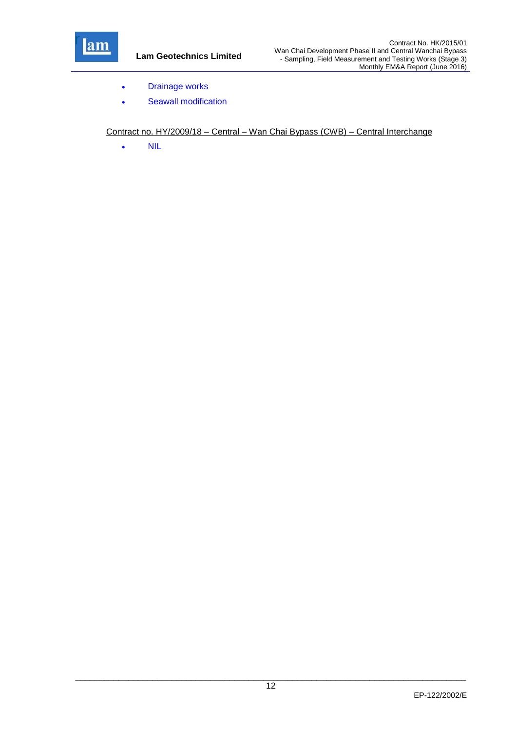- Drainage works
- Seawall modification

Contract no. HY/2009/18 – Central – Wan Chai Bypass (CWB) – Central Interchange

- NIL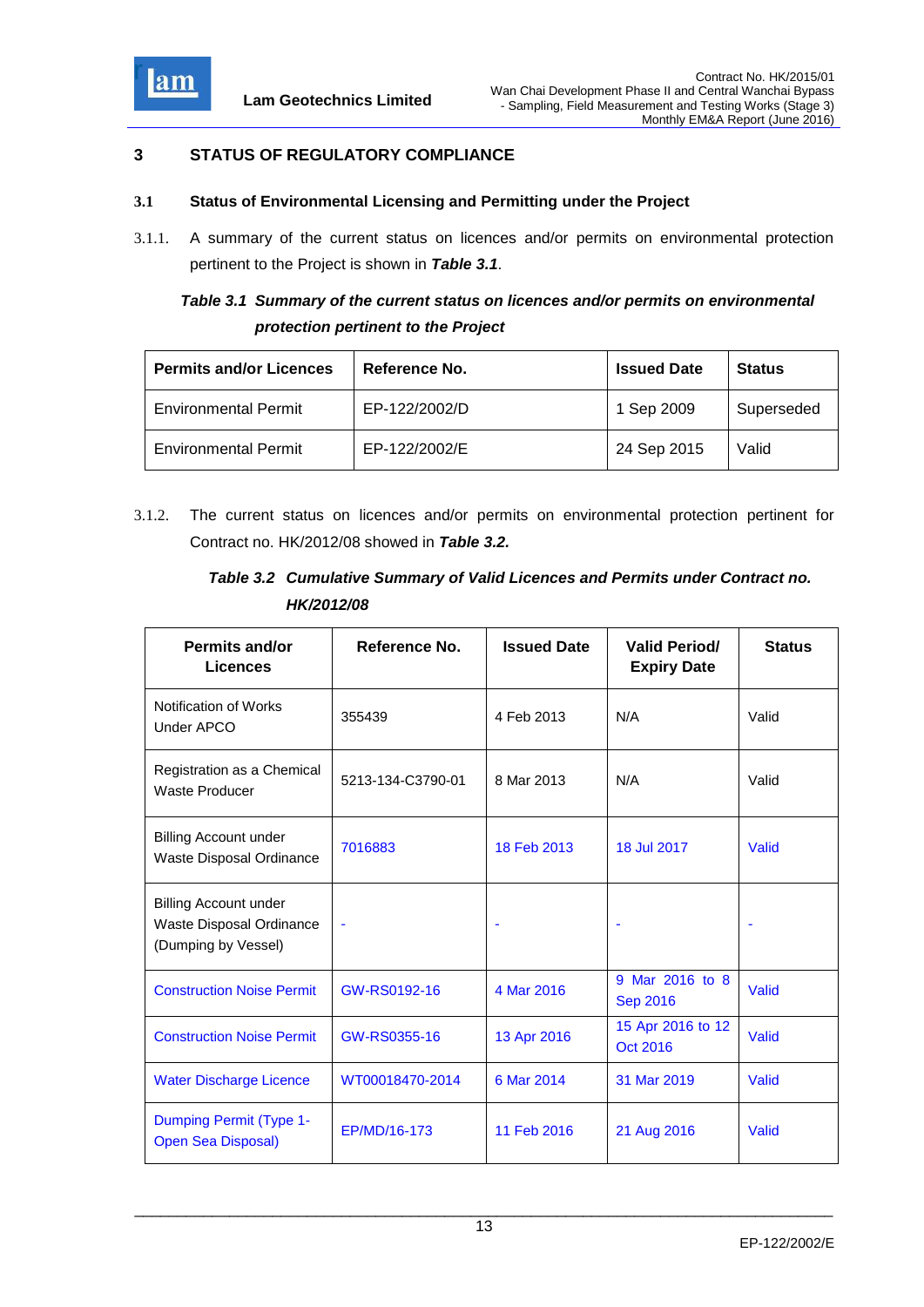## 3 STATUS OF REGULATORY COMPLIANCE

### 3.1 Status of Environmental Licensing and Permitting under the Project

3.1.1. A summary of the current status on licences and/or permits on environmental protection pertinent to the Project is shown in ***Table 3.1***.

***Table 3.1 Summary of the current status on licences and/or permits on environmental protection pertinent to the Project***

| Permits and/or Licences | Reference No. | Issued Date | Status |
|---|---|---|---|
| Environmental Permit | EP-122/2002/D | 1 Sep 2009 | Superseded |
| Environmental Permit | EP-122/2002/E | 24 Sep 2015 | Valid |

3.1.2. The current status on licences and/or permits on environmental protection pertinent for Contract no. HK/2012/08 showed in ***Table 3.2.***

***Table 3.2 Cumulative Summary of Valid Licences and Permits under Contract no. HK/2012/08***

| Permits and/or Licences | Reference No. | Issued Date | Valid Period/ Expiry Date | Status |
|---|---|---|---|---|
| Notification of Works Under APCO | 355439 | 4 Feb 2013 | N/A | Valid |
| Registration as a Chemical Waste Producer | 5213-134-C3790-01 | 8 Mar 2013 | N/A | Valid |
| Billing Account under Waste Disposal Ordinance | 7016883 | 18 Feb 2013 | 18 Jul 2017 | Valid |
| Billing Account under Waste Disposal Ordinance (Dumping by Vessel) | - | - | - | - |
| Construction Noise Permit | GW-RS0192-16 | 4 Mar 2016 | 9 Mar 2016 to 8 Sep 2016 | Valid |
| Construction Noise Permit | GW-RS0355-16 | 13 Apr 2016 | 15 Apr 2016 to 12 Oct 2016 | Valid |
| Water Discharge Licence | WT00018470-2014 | 6 Mar 2014 | 31 Mar 2019 | Valid |
| Dumping Permit (Type 1- Open Sea Disposal) | EP/MD/16-173 | 11 Feb 2016 | 21 Aug 2016 | Valid |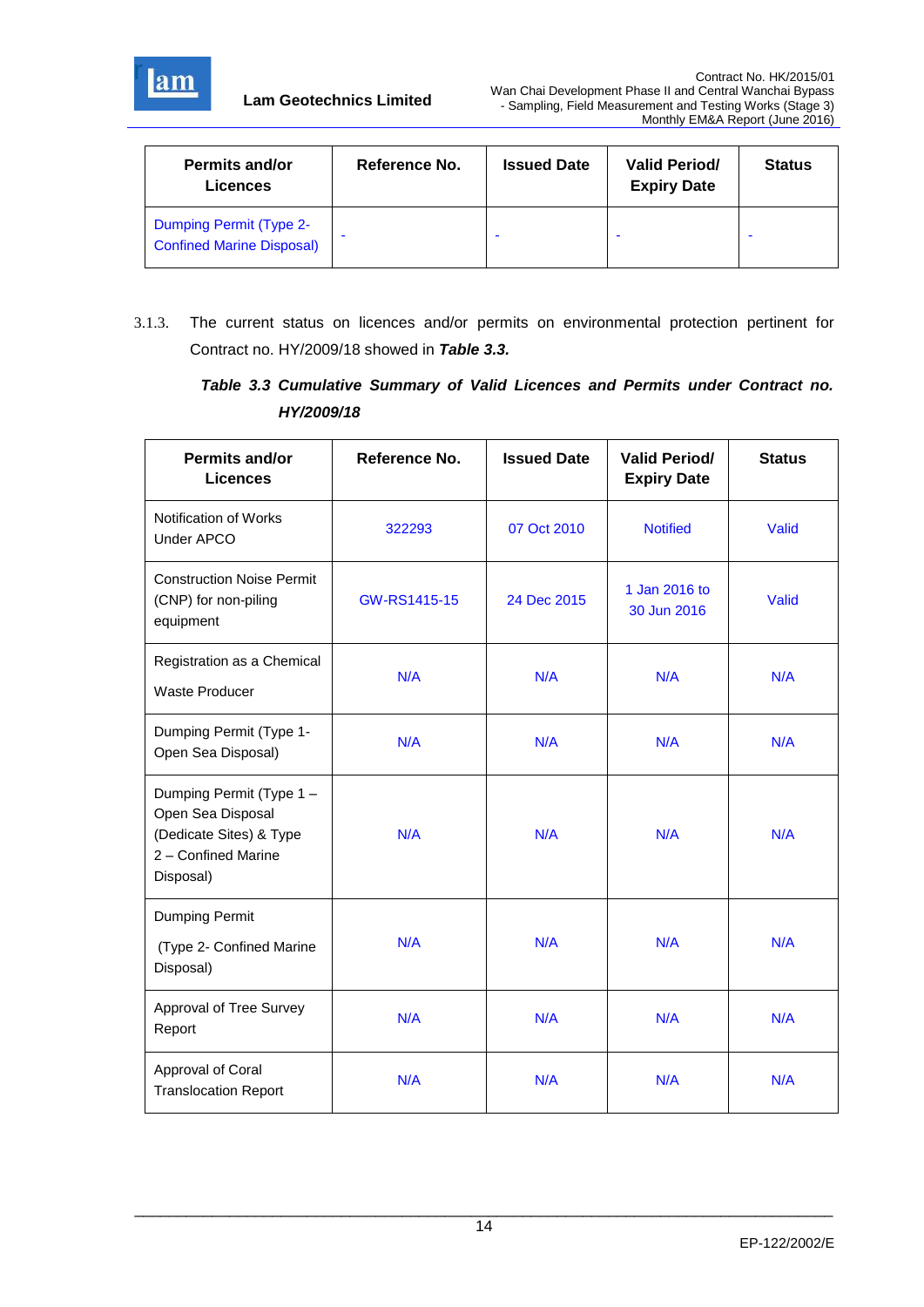| Permits and/or Licences | Reference No. | Issued Date | Valid Period/ Expiry Date | Status |
|---|---|---|---|---|
| Dumping Permit (Type 2- Confined Marine Disposal) | - | - | - | - |

3.1.3. The current status on licences and/or permits on environmental protection pertinent for Contract no. HY/2009/18 showed in ***Table 3.3.***

***Table 3.3 Cumulative Summary of Valid Licences and Permits under Contract no. HY/2009/18***

| Permits and/or Licences | Reference No. | Issued Date | Valid Period/ Expiry Date | Status |
|---|---|---|---|---|
| Notification of Works Under APCO | 322293 | 07 Oct 2010 | Notified | Valid |
| Construction Noise Permit (CNP) for non-piling equipment | GW-RS1415-15 | 24 Dec 2015 | 1 Jan 2016 to 30 Jun 2016 | Valid |
| Registration as a Chemical Waste Producer | N/A | N/A | N/A | N/A |
| Dumping Permit (Type 1- Open Sea Disposal) | N/A | N/A | N/A | N/A |
| Dumping Permit (Type 1 – Open Sea Disposal (Dedicate Sites) & Type 2 – Confined Marine Disposal) | N/A | N/A | N/A | N/A |
| Dumping Permit (Type 2- Confined Marine Disposal) | N/A | N/A | N/A | N/A |
| Approval of Tree Survey Report | N/A | N/A | N/A | N/A |
| Approval of Coral Translocation Report | N/A | N/A | N/A | N/A |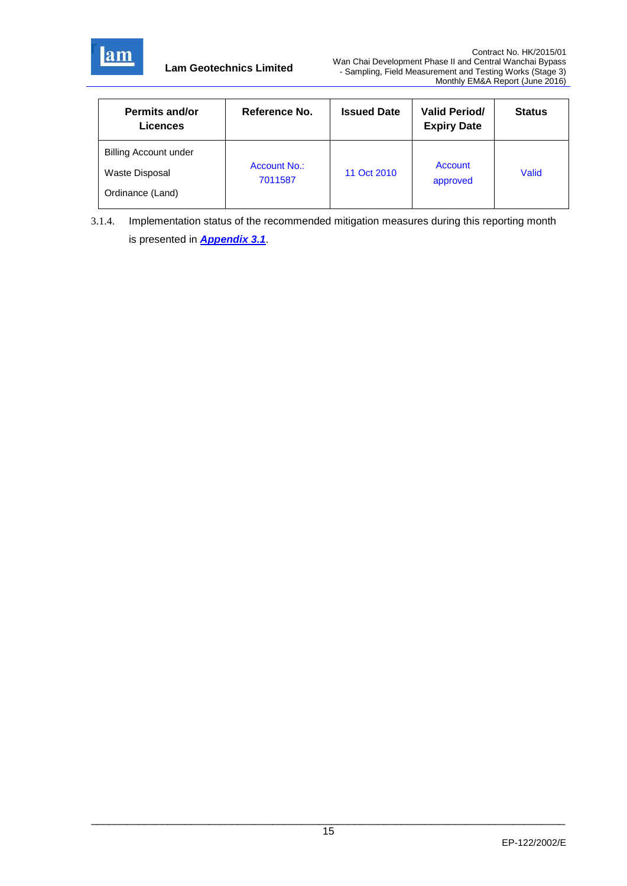| Permits and/or Licences | Reference No. | Issued Date | Valid Period/ Expiry Date | Status |
|---|---|---|---|---|
| Billing Account under Waste Disposal Ordinance (Land) | Account No.: 7011587 | 11 Oct 2010 | Account approved | Valid |

3.1.4. Implementation status of the recommended mitigation measures during this reporting month is presented in ***Appendix 3.1***.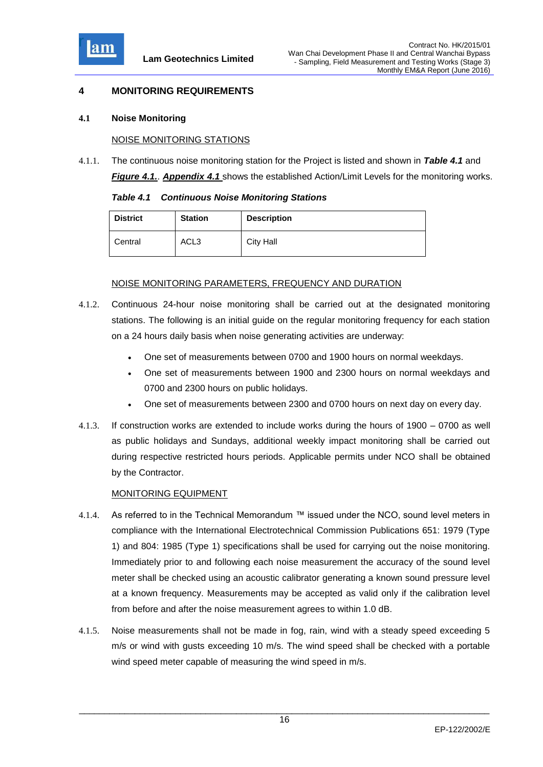# 4 MONITORING REQUIREMENTS

## 4.1 Noise Monitoring

NOISE MONITORING STATIONS

4.1.1. The continuous noise monitoring station for the Project is listed and shown in ***Table 4.1*** and ***Figure 4.1.***. ***Appendix 4.1*** shows the established Action/Limit Levels for the monitoring works.

***Table 4.1 Continuous Noise Monitoring Stations***

| District | Station | Description |
|---|---|---|
| Central | ACL3 | City Hall |

NOISE MONITORING PARAMETERS, FREQUENCY AND DURATION

4.1.2. Continuous 24-hour noise monitoring shall be carried out at the designated monitoring stations. The following is an initial guide on the regular monitoring frequency for each station on a 24 hours daily basis when noise generating activities are underway:

- One set of measurements between 0700 and 1900 hours on normal weekdays.
- One set of measurements between 1900 and 2300 hours on normal weekdays and 0700 and 2300 hours on public holidays.
- One set of measurements between 2300 and 0700 hours on next day on every day.

4.1.3. If construction works are extended to include works during the hours of 1900 – 0700 as well as public holidays and Sundays, additional weekly impact monitoring shall be carried out during respective restricted hours periods. Applicable permits under NCO shall be obtained by the Contractor.

MONITORING EQUIPMENT

4.1.4. As referred to in the Technical Memorandum ™ issued under the NCO, sound level meters in compliance with the International Electrotechnical Commission Publications 651: 1979 (Type 1) and 804: 1985 (Type 1) specifications shall be used for carrying out the noise monitoring. Immediately prior to and following each noise measurement the accuracy of the sound level meter shall be checked using an acoustic calibrator generating a known sound pressure level at a known frequency. Measurements may be accepted as valid only if the calibration level from before and after the noise measurement agrees to within 1.0 dB.

4.1.5. Noise measurements shall not be made in fog, rain, wind with a steady speed exceeding 5 m/s or wind with gusts exceeding 10 m/s. The wind speed shall be checked with a portable wind speed meter capable of measuring the wind speed in m/s.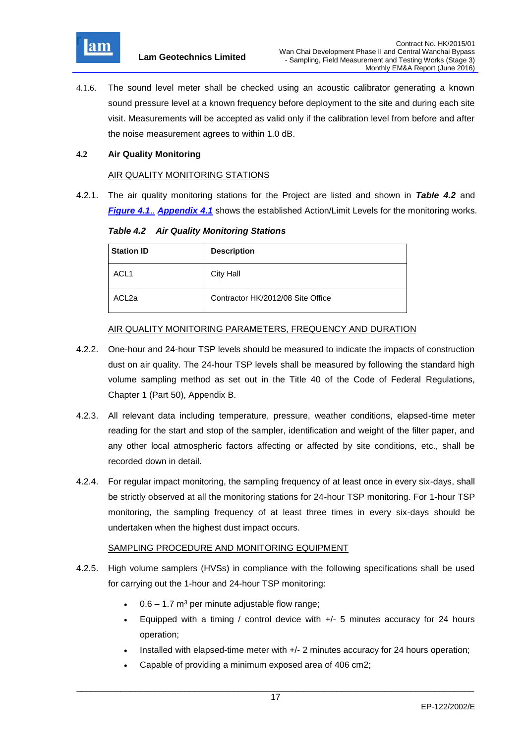4.1.6. The sound level meter shall be checked using an acoustic calibrator generating a known sound pressure level at a known frequency before deployment to the site and during each site visit. Measurements will be accepted as valid only if the calibration level from before and after the noise measurement agrees to within 1.0 dB.

## 4.2 Air Quality Monitoring

AIR QUALITY MONITORING STATIONS

4.2.1. The air quality monitoring stations for the Project are listed and shown in ***Table 4.2*** and ***Figure 4.1***.. ***Appendix 4.1*** shows the established Action/Limit Levels for the monitoring works.

***Table 4.2 Air Quality Monitoring Stations***

| Station ID | Description |
|---|---|
| ACL1 | City Hall |
| ACL2a | Contractor HK/2012/08 Site Office |

AIR QUALITY MONITORING PARAMETERS, FREQUENCY AND DURATION

4.2.2. One-hour and 24-hour TSP levels should be measured to indicate the impacts of construction dust on air quality. The 24-hour TSP levels shall be measured by following the standard high volume sampling method as set out in the Title 40 of the Code of Federal Regulations, Chapter 1 (Part 50), Appendix B.

4.2.3. All relevant data including temperature, pressure, weather conditions, elapsed-time meter reading for the start and stop of the sampler, identification and weight of the filter paper, and any other local atmospheric factors affecting or affected by site conditions, etc., shall be recorded down in detail.

4.2.4. For regular impact monitoring, the sampling frequency of at least once in every six-days, shall be strictly observed at all the monitoring stations for 24-hour TSP monitoring. For 1-hour TSP monitoring, the sampling frequency of at least three times in every six-days should be undertaken when the highest dust impact occurs.

SAMPLING PROCEDURE AND MONITORING EQUIPMENT

4.2.5. High volume samplers (HVSs) in compliance with the following specifications shall be used for carrying out the 1-hour and 24-hour TSP monitoring:

- 0.6 – 1.7 $m^3$ per minute adjustable flow range;
- Equipped with a timing / control device with +/- 5 minutes accuracy for 24 hours operation;
- Installed with elapsed-time meter with +/- 2 minutes accuracy for 24 hours operation;
- Capable of providing a minimum exposed area of 406 cm2;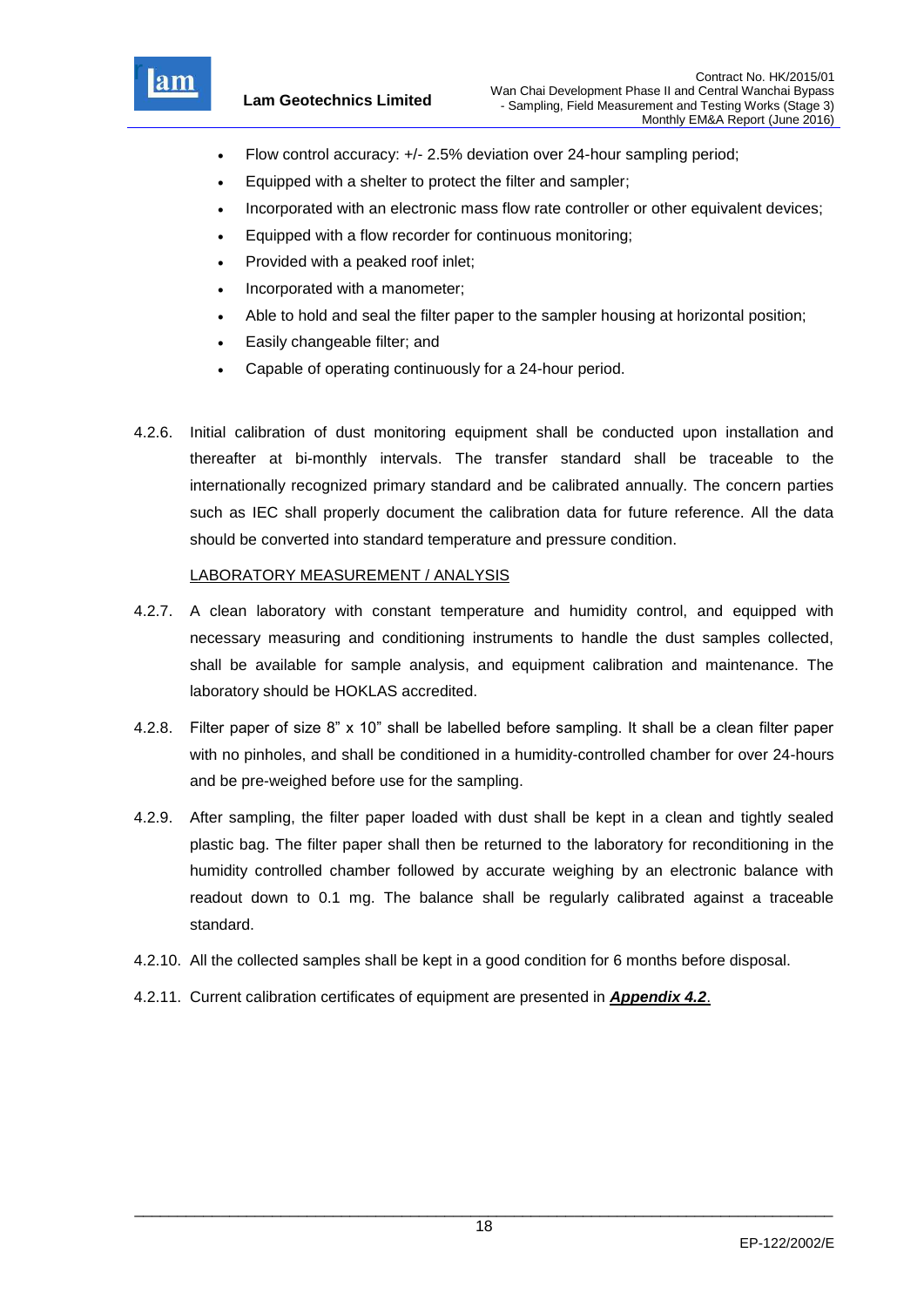- Flow control accuracy: +/- 2.5% deviation over 24-hour sampling period;
- Equipped with a shelter to protect the filter and sampler;
- Incorporated with an electronic mass flow rate controller or other equivalent devices;
- Equipped with a flow recorder for continuous monitoring;
- Provided with a peaked roof inlet;
- Incorporated with a manometer;
- Able to hold and seal the filter paper to the sampler housing at horizontal position;
- Easily changeable filter; and
- Capable of operating continuously for a 24-hour period.

4.2.6. Initial calibration of dust monitoring equipment shall be conducted upon installation and thereafter at bi-monthly intervals. The transfer standard shall be traceable to the internationally recognized primary standard and be calibrated annually. The concern parties such as IEC shall properly document the calibration data for future reference. All the data should be converted into standard temperature and pressure condition.

<u>LABORATORY MEASUREMENT / ANALYSIS</u>

4.2.7. A clean laboratory with constant temperature and humidity control, and equipped with necessary measuring and conditioning instruments to handle the dust samples collected, shall be available for sample analysis, and equipment calibration and maintenance. The laboratory should be HOKLAS accredited.

4.2.8. Filter paper of size 8" x 10" shall be labelled before sampling. It shall be a clean filter paper with no pinholes, and shall be conditioned in a humidity-controlled chamber for over 24-hours and be pre-weighed before use for the sampling.

4.2.9. After sampling, the filter paper loaded with dust shall be kept in a clean and tightly sealed plastic bag. The filter paper shall then be returned to the laboratory for reconditioning in the humidity controlled chamber followed by accurate weighing by an electronic balance with readout down to 0.1 mg. The balance shall be regularly calibrated against a traceable standard.

4.2.10. All the collected samples shall be kept in a good condition for 6 months before disposal.

4.2.11. Current calibration certificates of equipment are presented in ***Appendix 4.2***.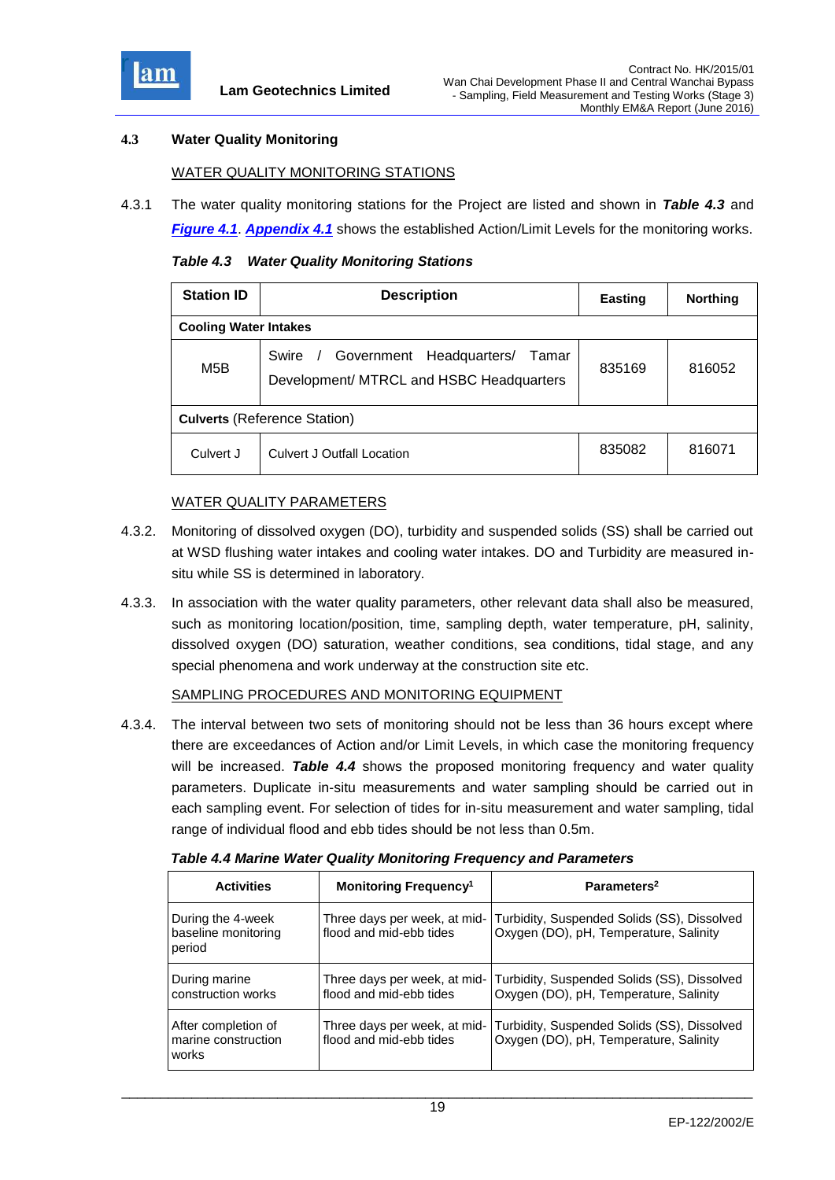### 4.3 Water Quality Monitoring

WATER QUALITY MONITORING STATIONS

4.3.1 The water quality monitoring stations for the Project are listed and shown in ***Table 4.3*** and ***Figure 4.1***. ***Appendix 4.1*** shows the established Action/Limit Levels for the monitoring works.

***Table 4.3 Water Quality Monitoring Stations***

| Station ID | Description | Easting | Northing |
|---|---|---|---|
| **Cooling Water Intakes** | | | |
| M5B | Swire / Government Headquarters/ Tamar Development/ MTRCL and HSBC Headquarters | 835169 | 816052 |
| **Culverts** (Reference Station) | | | |
| Culvert J | Culvert J Outfall Location | 835082 | 816071 |

WATER QUALITY PARAMETERS

4.3.2. Monitoring of dissolved oxygen (DO), turbidity and suspended solids (SS) shall be carried out at WSD flushing water intakes and cooling water intakes. DO and Turbidity are measured in-situ while SS is determined in laboratory.

4.3.3. In association with the water quality parameters, other relevant data shall also be measured, such as monitoring location/position, time, sampling depth, water temperature, pH, salinity, dissolved oxygen (DO) saturation, weather conditions, sea conditions, tidal stage, and any special phenomena and work underway at the construction site etc.

SAMPLING PROCEDURES AND MONITORING EQUIPMENT

4.3.4. The interval between two sets of monitoring should not be less than 36 hours except where there are exceedances of Action and/or Limit Levels, in which case the monitoring frequency will be increased. ***Table 4.4*** shows the proposed monitoring frequency and water quality parameters. Duplicate in-situ measurements and water sampling should be carried out in each sampling event. For selection of tides for in-situ measurement and water sampling, tidal range of individual flood and ebb tides should be not less than 0.5m.

***Table 4.4 Marine Water Quality Monitoring Frequency and Parameters***

| Activities | Monitoring Frequency[1] | Parameters[2] |
|---|---|---|
| During the 4-week baseline monitoring period | Three days per week, at mid-flood and mid-ebb tides | Turbidity, Suspended Solids (SS), Dissolved Oxygen (DO), pH, Temperature, Salinity |
| During marine construction works | Three days per week, at mid-flood and mid-ebb tides | Turbidity, Suspended Solids (SS), Dissolved Oxygen (DO), pH, Temperature, Salinity |
| After completion of marine construction works | Three days per week, at mid-flood and mid-ebb tides | Turbidity, Suspended Solids (SS), Dissolved Oxygen (DO), pH, Temperature, Salinity |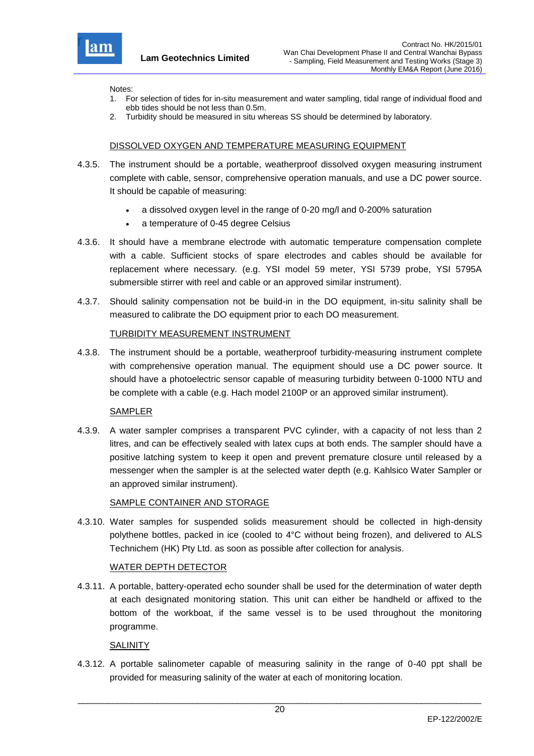Notes:

1. For selection of tides for in-situ measurement and water sampling, tidal range of individual flood and ebb tides should be not less than 0.5m.
2. Turbidity should be measured in situ whereas SS should be determined by laboratory.

DISSOLVED OXYGEN AND TEMPERATURE MEASURING EQUIPMENT

4.3.5. The instrument should be a portable, weatherproof dissolved oxygen measuring instrument complete with cable, sensor, comprehensive operation manuals, and use a DC power source. It should be capable of measuring:

- a dissolved oxygen level in the range of 0-20 mg/l and 0-200% saturation
- a temperature of 0-45 degree Celsius

4.3.6. It should have a membrane electrode with automatic temperature compensation complete with a cable. Sufficient stocks of spare electrodes and cables should be available for replacement where necessary. (e.g. YSI model 59 meter, YSI 5739 probe, YSI 5795A submersible stirrer with reel and cable or an approved similar instrument).

4.3.7. Should salinity compensation not be build-in in the DO equipment, in-situ salinity shall be measured to calibrate the DO equipment prior to each DO measurement.

TURBIDITY MEASUREMENT INSTRUMENT

4.3.8. The instrument should be a portable, weatherproof turbidity-measuring instrument complete with comprehensive operation manual. The equipment should use a DC power source. It should have a photoelectric sensor capable of measuring turbidity between 0-1000 NTU and be complete with a cable (e.g. Hach model 2100P or an approved similar instrument).

SAMPLER

4.3.9. A water sampler comprises a transparent PVC cylinder, with a capacity of not less than 2 litres, and can be effectively sealed with latex cups at both ends. The sampler should have a positive latching system to keep it open and prevent premature closure until released by a messenger when the sampler is at the selected water depth (e.g. Kahlsico Water Sampler or an approved similar instrument).

SAMPLE CONTAINER AND STORAGE

4.3.10. Water samples for suspended solids measurement should be collected in high-density polythene bottles, packed in ice (cooled to 4°C without being frozen), and delivered to ALS Technichem (HK) Pty Ltd. as soon as possible after collection for analysis.

WATER DEPTH DETECTOR

4.3.11. A portable, battery-operated echo sounder shall be used for the determination of water depth at each designated monitoring station. This unit can either be handheld or affixed to the bottom of the workboat, if the same vessel is to be used throughout the monitoring programme.

SALINITY

4.3.12. A portable salinometer capable of measuring salinity in the range of 0-40 ppt shall be provided for measuring salinity of the water at each monitoring location.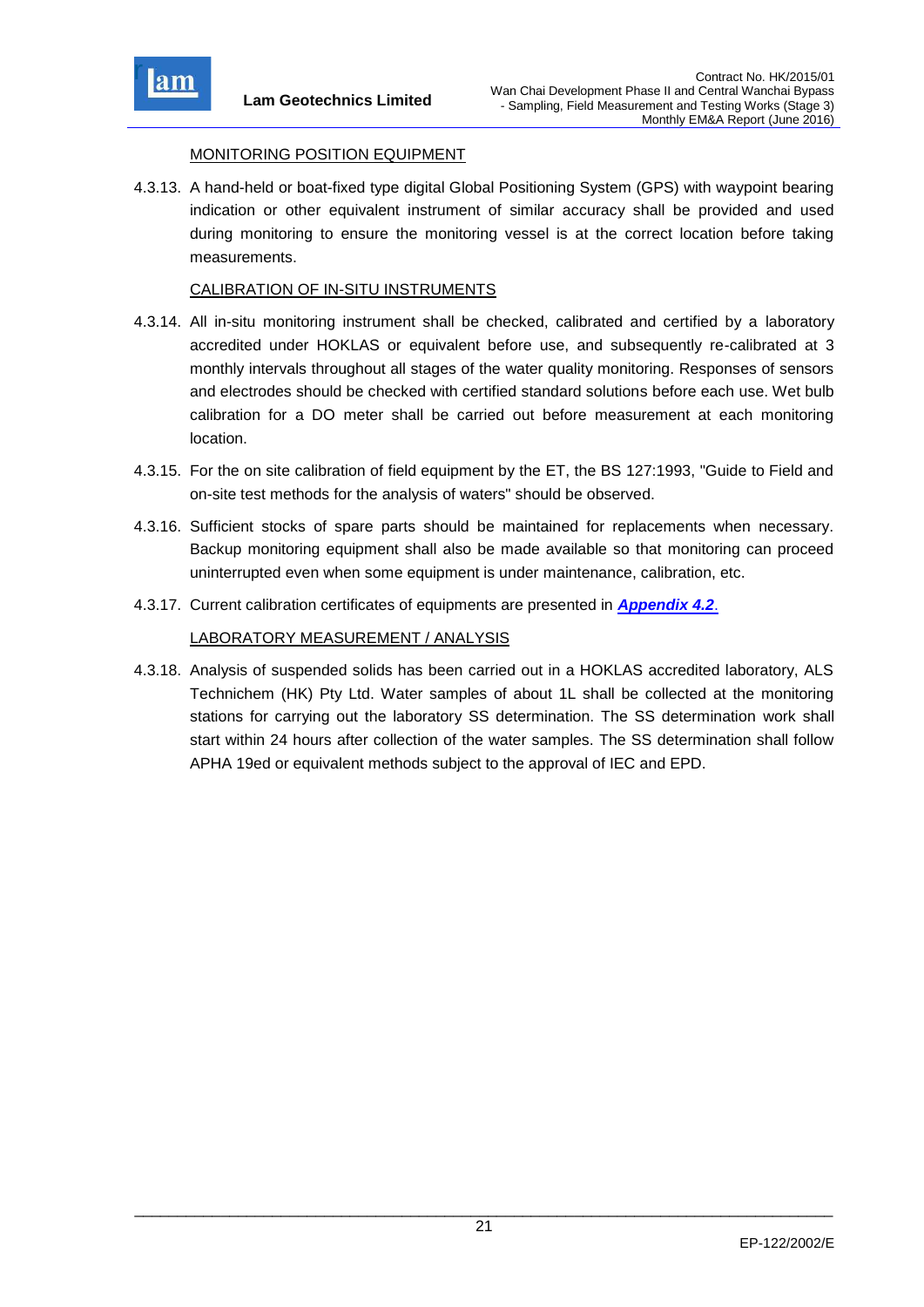MONITORING POSITION EQUIPMENT

4.3.13. A hand-held or boat-fixed type digital Global Positioning System (GPS) with waypoint bearing indication or other equivalent instrument of similar accuracy shall be provided and used during monitoring to ensure the monitoring vessel is at the correct location before taking measurements.

CALIBRATION OF IN-SITU INSTRUMENTS

4.3.14. All in-situ monitoring instrument shall be checked, calibrated and certified by a laboratory accredited under HOKLAS or equivalent before use, and subsequently re-calibrated at 3 monthly intervals throughout all stages of the water quality monitoring. Responses of sensors and electrodes should be checked with certified standard solutions before each use. Wet bulb calibration for a DO meter shall be carried out before measurement at each monitoring location.

4.3.15. For the on site calibration of field equipment by the ET, the BS 127:1993, "Guide to Field and on-site test methods for the analysis of waters" should be observed.

4.3.16. Sufficient stocks of spare parts should be maintained for replacements when necessary. Backup monitoring equipment shall also be made available so that monitoring can proceed uninterrupted even when some equipment is under maintenance, calibration, etc.

4.3.17. Current calibration certificates of equipments are presented in ***Appendix 4.2***.

LABORATORY MEASUREMENT / ANALYSIS

4.3.18. Analysis of suspended solids has been carried out in a HOKLAS accredited laboratory, ALS Technichem (HK) Pty Ltd. Water samples of about 1L shall be collected at the monitoring stations for carrying out the laboratory SS determination. The SS determination work shall start within 24 hours after collection of the water samples. The SS determination shall follow APHA 19ed or equivalent methods subject to the approval of IEC and EPD.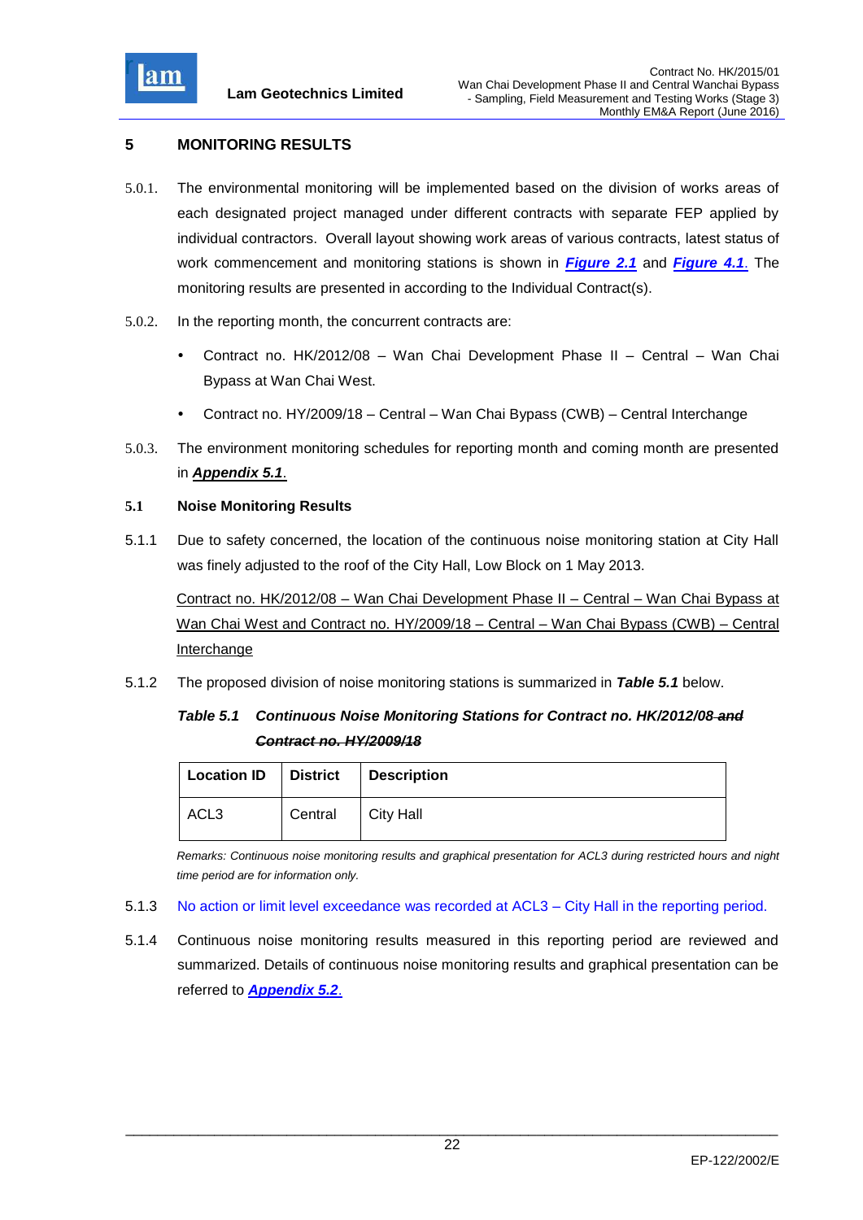## 5 MONITORING RESULTS

5.0.1. The environmental monitoring will be implemented based on the division of works areas of each designated project managed under different contracts with separate FEP applied by individual contractors. Overall layout showing work areas of various contracts, latest status of work commencement and monitoring stations is shown in ***Figure 2.1*** and ***Figure 4.1***. The monitoring results are presented in according to the Individual Contract(s).

5.0.2. In the reporting month, the concurrent contracts are:

- Contract no. HK/2012/08 – Wan Chai Development Phase II – Central – Wan Chai Bypass at Wan Chai West.
- Contract no. HY/2009/18 – Central – Wan Chai Bypass (CWB) – Central Interchange

5.0.3. The environment monitoring schedules for reporting month and coming month are presented in ***Appendix 5.1***.

### 5.1 Noise Monitoring Results

5.1.1 Due to safety concerned, the location of the continuous noise monitoring station at City Hall was finely adjusted to the roof of the City Hall, Low Block on 1 May 2013.

Contract no. HK/2012/08 – Wan Chai Development Phase II – Central – Wan Chai Bypass at Wan Chai West and Contract no. HY/2009/18 – Central – Wan Chai Bypass (CWB) – Central Interchange

5.1.2 The proposed division of noise monitoring stations is summarized in ***Table 5.1*** below.

***Table 5.1 Continuous Noise Monitoring Stations for Contract no. HK/2012/08 ~~and Contract no. HY/2009/18~~***

| Location ID | District | Description |
|---|---|---|
| ACL3 | Central | City Hall |

*Remarks: Continuous noise monitoring results and graphical presentation for ACL3 during restricted hours and night time period are for information only.*

5.1.3 No action or limit level exceedance was recorded at ACL3 – City Hall in the reporting period.

5.1.4 Continuous noise monitoring results measured in this reporting period are reviewed and summarized. Details of continuous noise monitoring results and graphical presentation can be referred to ***Appendix 5.2***.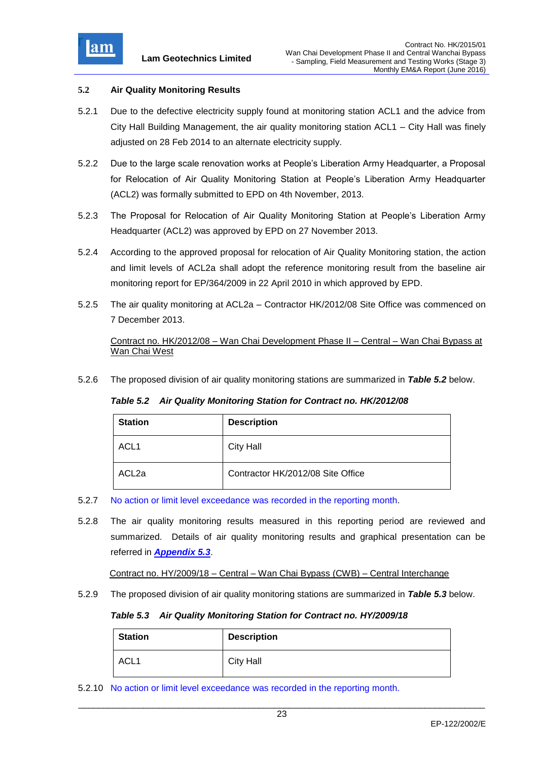### 5.2 Air Quality Monitoring Results

5.2.1 Due to the defective electricity supply found at monitoring station ACL1 and the advice from City Hall Building Management, the air quality monitoring station ACL1 – City Hall was finely adjusted on 28 Feb 2014 to an alternate electricity supply.

5.2.2 Due to the large scale renovation works at People's Liberation Army Headquarter, a Proposal for Relocation of Air Quality Monitoring Station at People's Liberation Army Headquarter (ACL2) was formally submitted to EPD on 4th November, 2013.

5.2.3 The Proposal for Relocation of Air Quality Monitoring Station at People's Liberation Army Headquarter (ACL2) was approved by EPD on 27 November 2013.

5.2.4 According to the approved proposal for relocation of Air Quality Monitoring station, the action and limit levels of ACL2a shall adopt the reference monitoring result from the baseline air monitoring report for EP/364/2009 in 22 April 2010 in which approved by EPD.

5.2.5 The air quality monitoring at ACL2a – Contractor HK/2012/08 Site Office was commenced on 7 December 2013.

Contract no. HK/2012/08 – Wan Chai Development Phase II – Central – Wan Chai Bypass at Wan Chai West

5.2.6 The proposed division of air quality monitoring stations are summarized in ***Table 5.2*** below.

***Table 5.2 Air Quality Monitoring Station for Contract no. HK/2012/08***

| Station | Description |
|---|---|
| ACL1 | City Hall |
| ACL2a | Contractor HK/2012/08 Site Office |

5.2.7 No action or limit level exceedance was recorded in the reporting month.

5.2.8 The air quality monitoring results measured in this reporting period are reviewed and summarized. Details of air quality monitoring results and graphical presentation can be referred in ***Appendix 5.3***.

Contract no. HY/2009/18 – Central – Wan Chai Bypass (CWB) – Central Interchange

5.2.9 The proposed division of air quality monitoring stations are summarized in ***Table 5.3*** below.

***Table 5.3 Air Quality Monitoring Station for Contract no. HY/2009/18***

| Station | Description |
|---|---|
| ACL1 | City Hall |

5.2.10 No action or limit level exceedance was recorded in the reporting month.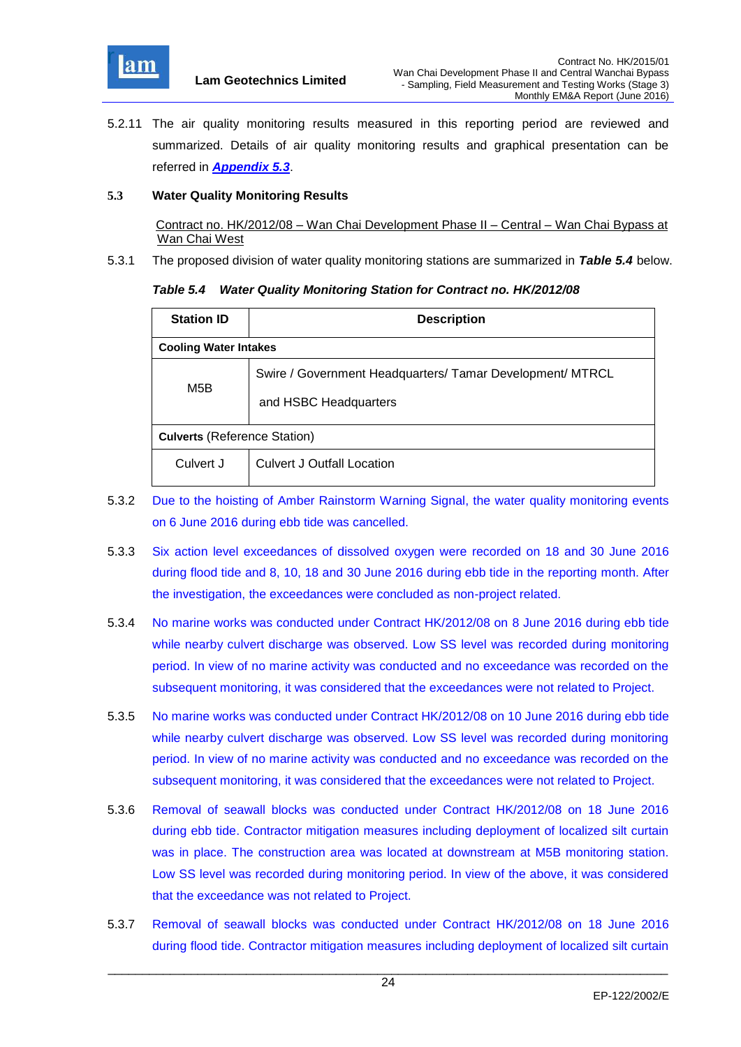5.2.11 The air quality monitoring results measured in this reporting period are reviewed and summarized. Details of air quality monitoring results and graphical presentation can be referred in ***Appendix 5.3***.

## 5.3 Water Quality Monitoring Results

Contract no. HK/2012/08 – Wan Chai Development Phase II – Central – Wan Chai Bypass at Wan Chai West

5.3.1 The proposed division of water quality monitoring stations are summarized in ***Table 5.4*** below.

***Table 5.4 Water Quality Monitoring Station for Contract no. HK/2012/08***

| Station ID | Description |
|---|---|
| **Cooling Water Intakes** | |
| M5B | Swire / Government Headquarters/ Tamar Development/ MTRCL and HSBC Headquarters |
| **Culverts** (Reference Station) | |
| Culvert J | Culvert J Outfall Location |

5.3.2 Due to the hoisting of Amber Rainstorm Warning Signal, the water quality monitoring events on 6 June 2016 during ebb tide was cancelled.

5.3.3 Six action level exceedances of dissolved oxygen were recorded on 18 and 30 June 2016 during flood tide and 8, 10, 18 and 30 June 2016 during ebb tide in the reporting month. After the investigation, the exceedances were concluded as non-project related.

5.3.4 No marine works was conducted under Contract HK/2012/08 on 8 June 2016 during ebb tide while nearby culvert discharge was observed. Low SS level was recorded during monitoring period. In view of no marine activity was conducted and no exceedance was recorded on the subsequent monitoring, it was considered that the exceedances were not related to Project.

5.3.5 No marine works was conducted under Contract HK/2012/08 on 10 June 2016 during ebb tide while nearby culvert discharge was observed. Low SS level was recorded during monitoring period. In view of no marine activity was conducted and no exceedance was recorded on the subsequent monitoring, it was considered that the exceedances were not related to Project.

5.3.6 Removal of seawall blocks was conducted under Contract HK/2012/08 on 18 June 2016 during ebb tide. Contractor mitigation measures including deployment of localized silt curtain was in place. The construction area was located at downstream at M5B monitoring station. Low SS level was recorded during monitoring period. In view of the above, it was considered that the exceedance was not related to Project.

5.3.7 Removal of seawall blocks was conducted under Contract HK/2012/08 on 18 June 2016 during flood tide. Contractor mitigation measures including deployment of localized silt curtain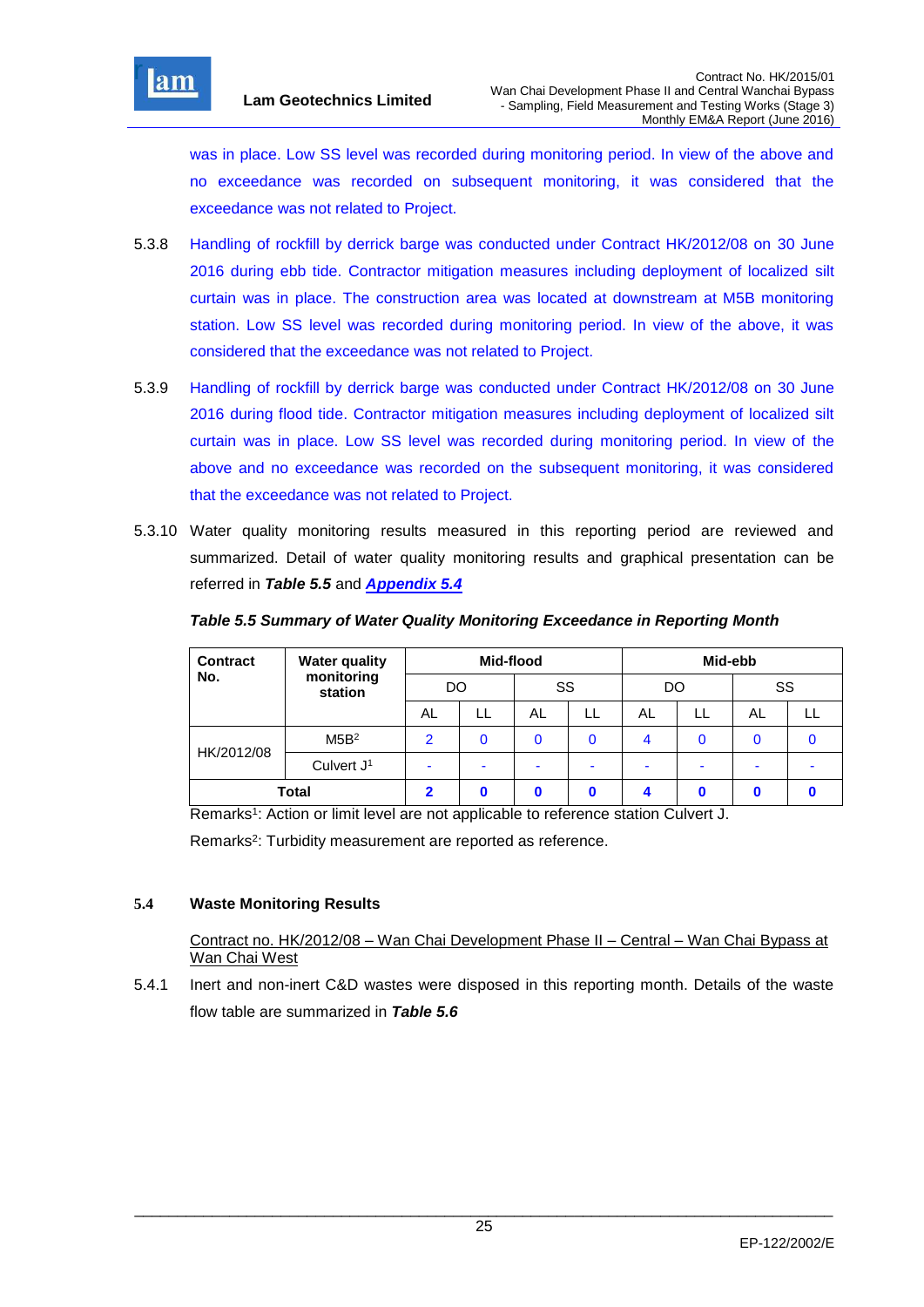was in place. Low SS level was recorded during monitoring period. In view of the above and no exceedance was recorded on subsequent monitoring, it was considered that the exceedance was not related to Project.

5.3.8 Handling of rockfill by derrick barge was conducted under Contract HK/2012/08 on 30 June 2016 during ebb tide. Contractor mitigation measures including deployment of localized silt curtain was in place. The construction area was located at downstream at M5B monitoring station. Low SS level was recorded during monitoring period. In view of the above, it was considered that the exceedance was not related to Project.

5.3.9 Handling of rockfill by derrick barge was conducted under Contract HK/2012/08 on 30 June 2016 during flood tide. Contractor mitigation measures including deployment of localized silt curtain was in place. Low SS level was recorded during monitoring period. In view of the above and no exceedance was recorded on the subsequent monitoring, it was considered that the exceedance was not related to Project.

5.3.10 Water quality monitoring results measured in this reporting period are reviewed and summarized. Detail of water quality monitoring results and graphical presentation can be referred in ***Table 5.5*** and ***Appendix 5.4***

***Table 5.5 Summary of Water Quality Monitoring Exceedance in Reporting Month***

| Contract No. | Water quality monitoring station | Mid-flood | | | | Mid-ebb | | | |
|---|---|---|---|---|---|---|---|---|---|
| | | DO | | SS | | DO | | SS | |
| | | AL | LL | AL | LL | AL | LL | AL | LL |
| HK/2012/08 | M5B[2] | 2 | 0 | 0 | 0 | 4 | 0 | 0 | 0 |
| | Culvert J[1] | - | - | - | - | - | - | - | - |
| **Total** | | **2** | **0** | **0** | **0** | **4** | **0** | **0** | **0** |

Remarks[1]: Action or limit level are not applicable to reference station Culvert J.

Remarks[2]: Turbidity measurement are reported as reference.

## 5.4 Waste Monitoring Results

Contract no. HK/2012/08 – Wan Chai Development Phase II – Central – Wan Chai Bypass at Wan Chai West

5.4.1 Inert and non-inert C&D wastes were disposed in this reporting month. Details of the waste flow table are summarized in ***Table 5.6***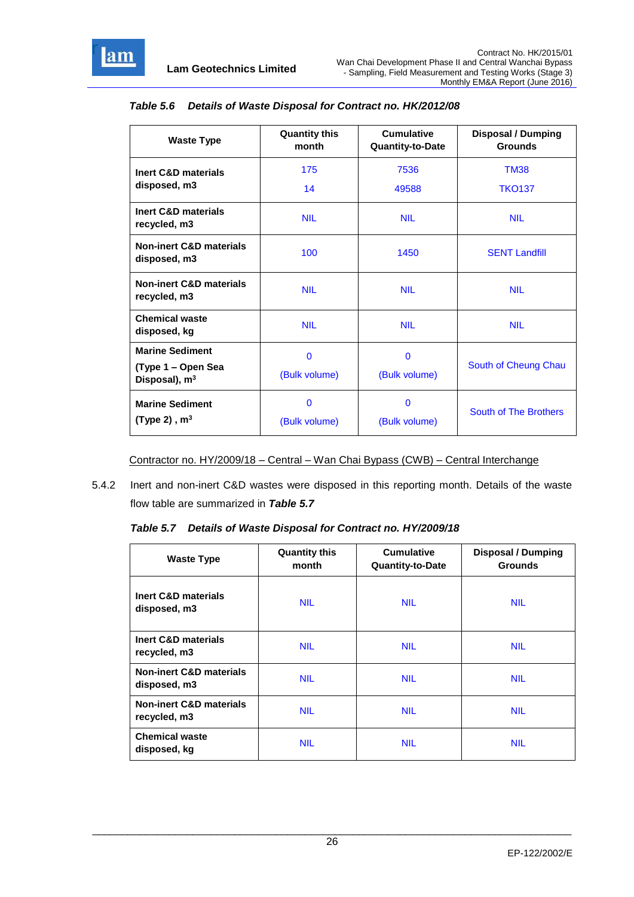***Table 5.6 Details of Waste Disposal for Contract no. HK/2012/08***

| Waste Type | Quantity this month | Cumulative Quantity-to-Date | Disposal / Dumping Grounds |
|---|---|---|---|
| **Inert C&D materials disposed, m3** | 175<br>14 | 7536<br>49588 | TM38<br>TKO137 |
| **Inert C&D materials recycled, m3** | NIL | NIL | NIL |
| **Non-inert C&D materials disposed, m3** | 100 | 1450 | SENT Landfill |
| **Non-inert C&D materials recycled, m3** | NIL | NIL | NIL |
| **Chemical waste disposed, kg** | NIL | NIL | NIL |
| **Marine Sediment (Type 1 – Open Sea Disposal), $m^3$** | 0 (Bulk volume) | 0 (Bulk volume) | South of Cheung Chau |
| **Marine Sediment (Type 2) , $m^3$** | 0 (Bulk volume) | 0 (Bulk volume) | South of The Brothers |

Contractor no. HY/2009/18 – Central – Wan Chai Bypass (CWB) – Central Interchange

5.4.2 Inert and non-inert C&D wastes were disposed in this reporting month. Details of the waste flow table are summarized in ***Table 5.7***

***Table 5.7 Details of Waste Disposal for Contract no. HY/2009/18***

| Waste Type | Quantity this month | Cumulative Quantity-to-Date | Disposal / Dumping Grounds |
|---|---|---|---|
| **Inert C&D materials disposed, m3** | NIL | NIL | NIL |
| **Inert C&D materials recycled, m3** | NIL | NIL | NIL |
| **Non-inert C&D materials disposed, m3** | NIL | NIL | NIL |
| **Non-inert C&D materials recycled, m3** | NIL | NIL | NIL |
| **Chemical waste disposed, kg** | NIL | NIL | NIL |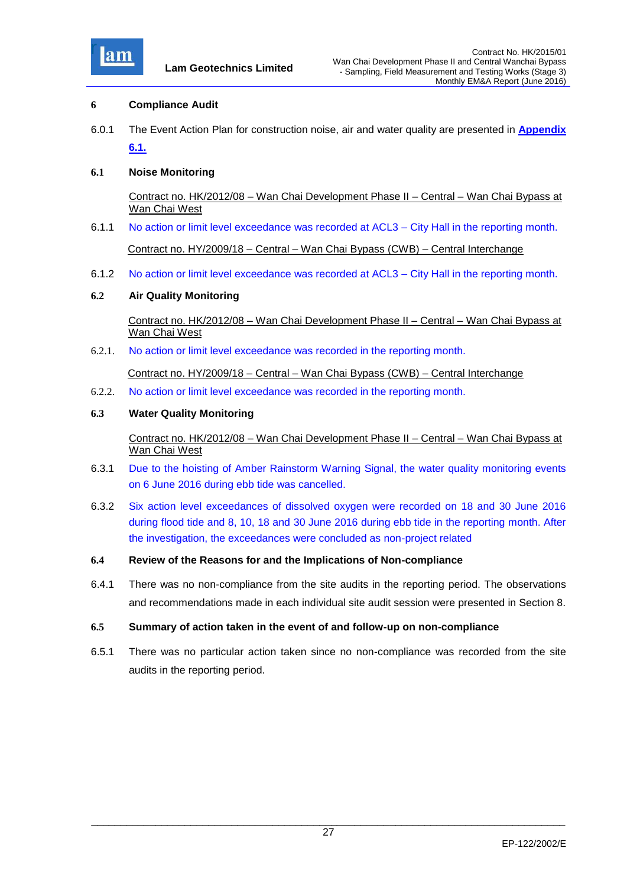# 6 Compliance Audit

6.0.1 The Event Action Plan for construction noise, air and water quality are presented in **Appendix 6.1.**

## 6.1 Noise Monitoring

Contract no. HK/2012/08 – Wan Chai Development Phase II – Central – Wan Chai Bypass at Wan Chai West

6.1.1 No action or limit level exceedance was recorded at ACL3 – City Hall in the reporting month.

Contract no. HY/2009/18 – Central – Wan Chai Bypass (CWB) – Central Interchange

6.1.2 No action or limit level exceedance was recorded at ACL3 – City Hall in the reporting month.

## 6.2 Air Quality Monitoring

Contract no. HK/2012/08 – Wan Chai Development Phase II – Central – Wan Chai Bypass at Wan Chai West

6.2.1. No action or limit level exceedance was recorded in the reporting month.

Contract no. HY/2009/18 – Central – Wan Chai Bypass (CWB) – Central Interchange

6.2.2. No action or limit level exceedance was recorded in the reporting month.

## 6.3 Water Quality Monitoring

Contract no. HK/2012/08 – Wan Chai Development Phase II – Central – Wan Chai Bypass at Wan Chai West

6.3.1 Due to the hoisting of Amber Rainstorm Warning Signal, the water quality monitoring events on 6 June 2016 during ebb tide was cancelled.

6.3.2 Six action level exceedances of dissolved oxygen were recorded on 18 and 30 June 2016 during flood tide and 8, 10, 18 and 30 June 2016 during ebb tide in the reporting month. After the investigation, the exceedances were concluded as non-project related

## 6.4 Review of the Reasons for and the Implications of Non-compliance

6.4.1 There was no non-compliance from the site audits in the reporting period. The observations and recommendations made in each individual site audit session were presented in Section 8.

## 6.5 Summary of action taken in the event of and follow-up on non-compliance

6.5.1 There was no particular action taken since no non-compliance was recorded from the site audits in the reporting period.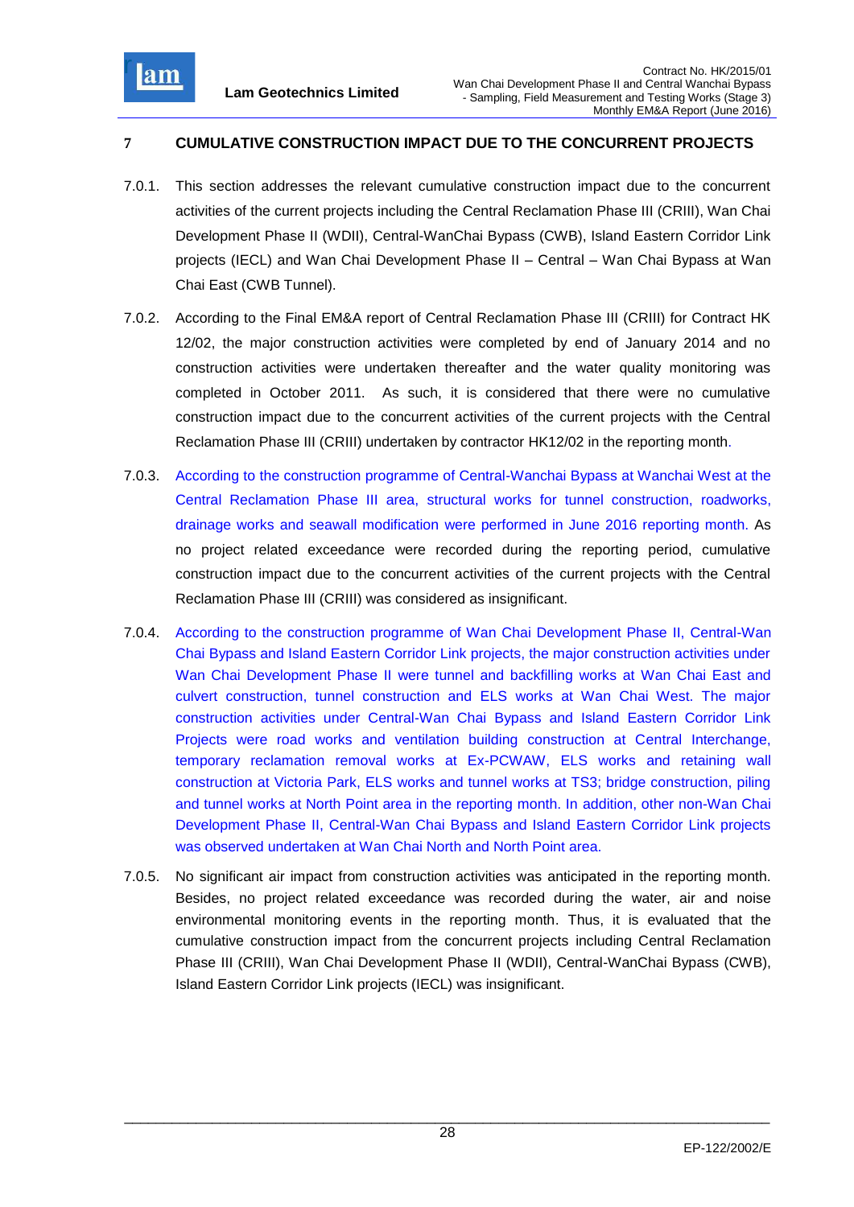# 7 CUMULATIVE CONSTRUCTION IMPACT DUE TO THE CONCURRENT PROJECTS

7.0.1. This section addresses the relevant cumulative construction impact due to the concurrent activities of the current projects including the Central Reclamation Phase III (CRIII), Wan Chai Development Phase II (WDII), Central-WanChai Bypass (CWB), Island Eastern Corridor Link projects (IECL) and Wan Chai Development Phase II – Central – Wan Chai Bypass at Wan Chai East (CWB Tunnel).

7.0.2. According to the Final EM&A report of Central Reclamation Phase III (CRIII) for Contract HK 12/02, the major construction activities were completed by end of January 2014 and no construction activities were undertaken thereafter and the water quality monitoring was completed in October 2011. As such, it is considered that there were no cumulative construction impact due to the concurrent activities of the current projects with the Central Reclamation Phase III (CRIII) undertaken by contractor HK12/02 in the reporting month.

7.0.3. According to the construction programme of Central-Wanchai Bypass at Wanchai West at the Central Reclamation Phase III area, structural works for tunnel construction, roadworks, drainage works and seawall modification were performed in June 2016 reporting month. As no project related exceedance were recorded during the reporting period, cumulative construction impact due to the concurrent activities of the current projects with the Central Reclamation Phase III (CRIII) was considered as insignificant.

7.0.4. According to the construction programme of Wan Chai Development Phase II, Central-Wan Chai Bypass and Island Eastern Corridor Link projects, the major construction activities under Wan Chai Development Phase II were tunnel and backfilling works at Wan Chai East and culvert construction, tunnel construction and ELS works at Wan Chai West. The major construction activities under Central-Wan Chai Bypass and Island Eastern Corridor Link Projects were road works and ventilation building construction at Central Interchange, temporary reclamation removal works at Ex-PCWAW, ELS works and retaining wall construction at Victoria Park, ELS works and tunnel works at TS3; bridge construction, piling and tunnel works at North Point area in the reporting month. In addition, other non-Wan Chai Development Phase II, Central-Wan Chai Bypass and Island Eastern Corridor Link projects was observed undertaken at Wan Chai North and North Point area.

7.0.5. No significant air impact from construction activities was anticipated in the reporting month. Besides, no project related exceedance was recorded during the water, air and noise environmental monitoring events in the reporting month. Thus, it is evaluated that the cumulative construction impact from the concurrent projects including Central Reclamation Phase III (CRIII), Wan Chai Development Phase II (WDII), Central-WanChai Bypass (CWB), Island Eastern Corridor Link projects (IECL) was insignificant.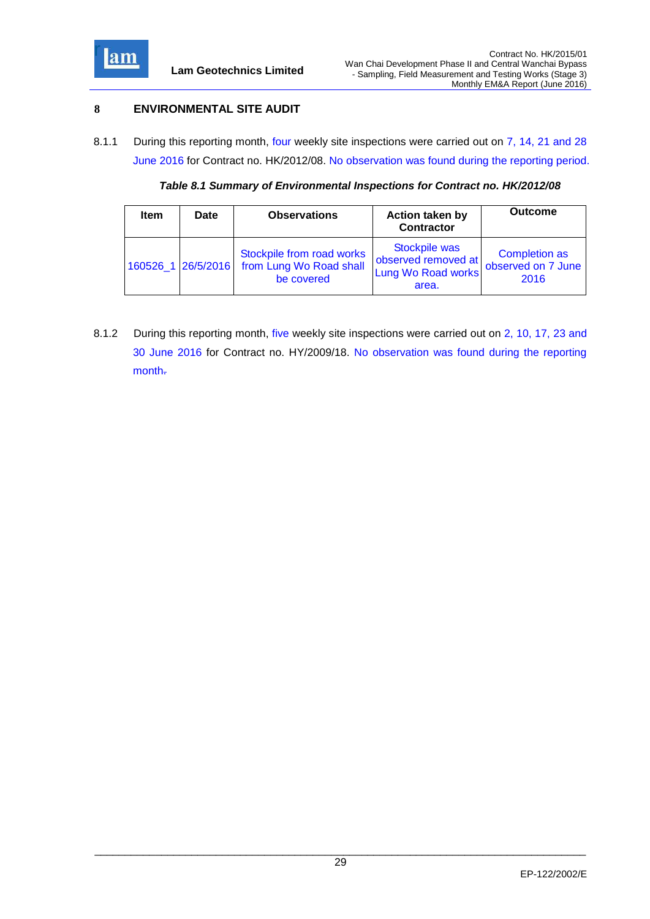# 8 ENVIRONMENTAL SITE AUDIT

8.1.1 During this reporting month, four weekly site inspections were carried out on 7, 14, 21 and 28 June 2016 for Contract no. HK/2012/08. No observation was found during the reporting period.

***Table 8.1 Summary of Environmental Inspections for Contract no. HK/2012/08***

| Item | Date | Observations | Action taken by Contractor | Outcome |
|---|---|---|---|---|
| 160526_1 | 26/5/2016 | Stockpile from road works from Lung Wo Road shall be covered | Stockpile was observed removed at Lung Wo Road works area. | Completion as observed on 7 June 2016 |

8.1.2 During this reporting month, five weekly site inspections were carried out on 2, 10, 17, 23 and 30 June 2016 for Contract no. HY/2009/18. No observation was found during the reporting month.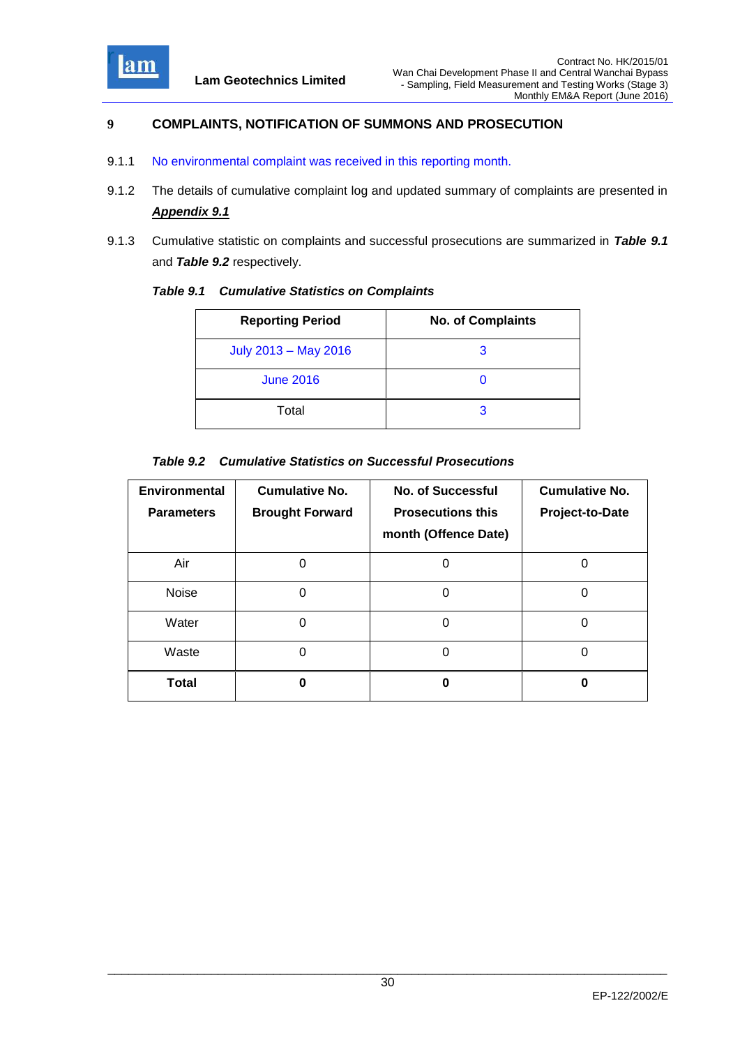# 9 COMPLAINTS, NOTIFICATION OF SUMMONS AND PROSECUTION

9.1.1 No environmental complaint was received in this reporting month.

9.1.2 The details of cumulative complaint log and updated summary of complaints are presented in ***Appendix 9.1***

9.1.3 Cumulative statistic on complaints and successful prosecutions are summarized in ***Table 9.1*** and ***Table 9.2*** respectively.

***Table 9.1 Cumulative Statistics on Complaints***

| Reporting Period | No. of Complaints |
|---|---|
| July 2013 – May 2016 | 3 |
| June 2016 | 0 |
| Total | 3 |

***Table 9.2 Cumulative Statistics on Successful Prosecutions***

| Environmental Parameters | Cumulative No. Brought Forward | No. of Successful Prosecutions this month (Offence Date) | Cumulative No. Project-to-Date |
|---|---|---|---|
| Air | 0 | 0 | 0 |
| Noise | 0 | 0 | 0 |
| Water | 0 | 0 | 0 |
| Waste | 0 | 0 | 0 |
| **Total** | **0** | **0** | **0** |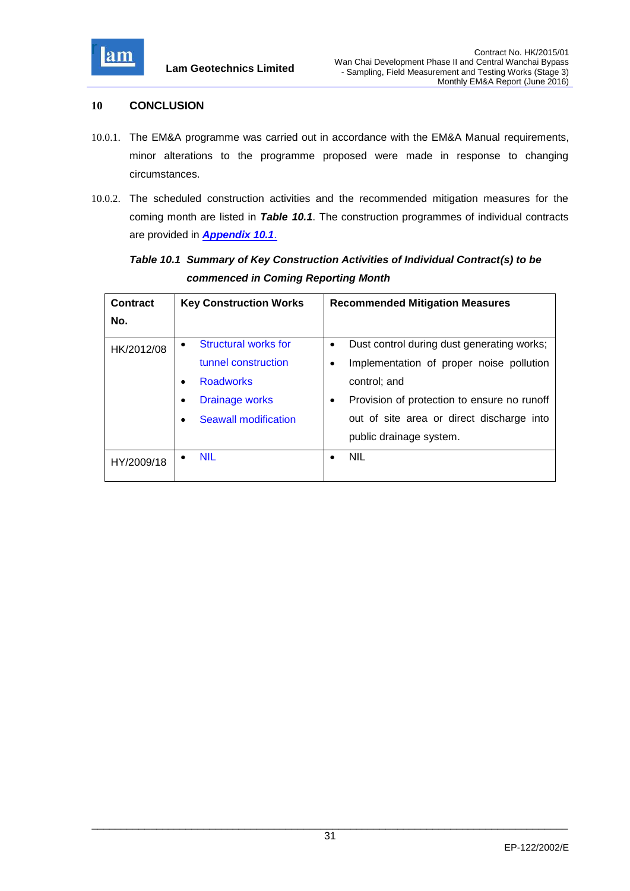## 10 CONCLUSION

10.0.1. The EM&A programme was carried out in accordance with the EM&A Manual requirements, minor alterations to the programme proposed were made in response to changing circumstances.

10.0.2. The scheduled construction activities and the recommended mitigation measures for the coming month are listed in ***Table 10.1***. The construction programmes of individual contracts are provided in ***Appendix 10.1***.

***Table 10.1 Summary of Key Construction Activities of Individual Contract(s) to be commenced in Coming Reporting Month***

| Contract No. | Key Construction Works | Recommended Mitigation Measures |
|---|---|---|
| HK/2012/08 | • Structural works for tunnel construction<br>• Roadworks<br>• Drainage works<br>• Seawall modification | • Dust control during dust generating works;<br>• Implementation of proper noise pollution control; and<br>• Provision of protection to ensure no runoff out of site area or direct discharge into public drainage system. |
| HY/2009/18 | • NIL | • NIL |